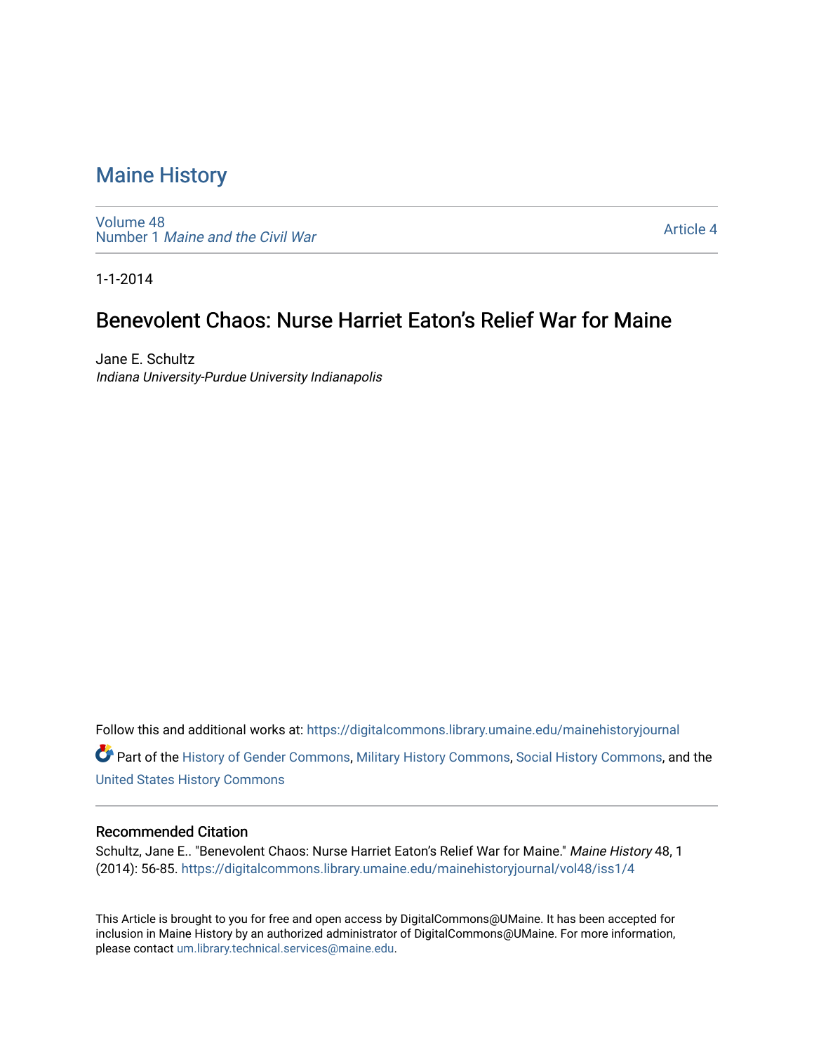# Maine History

Volume 48
Number 1 *Maine and the Civil War*

Article 4

1-1-2014

## Benevolent Chaos: Nurse Harriet Eaton's Relief War for Maine

Jane E. Schultz
*Indiana University-Purdue University Indianapolis*

Follow this and additional works at: https://digitalcommons.library.umaine.edu/mainehistoryjournal

Part of the History of Gender Commons, Military History Commons, Social History Commons, and the United States History Commons

### Recommended Citation

Schultz, Jane E.. "Benevolent Chaos: Nurse Harriet Eaton's Relief War for Maine." *Maine History* 48, 1 (2014): 56-85. https://digitalcommons.library.umaine.edu/mainehistoryjournal/vol48/iss1/4

This Article is brought to you for free and open access by DigitalCommons@UMaine. It has been accepted for inclusion in Maine History by an authorized administrator of DigitalCommons@UMaine. For more information, please contact um.library.technical.services@maine.edu.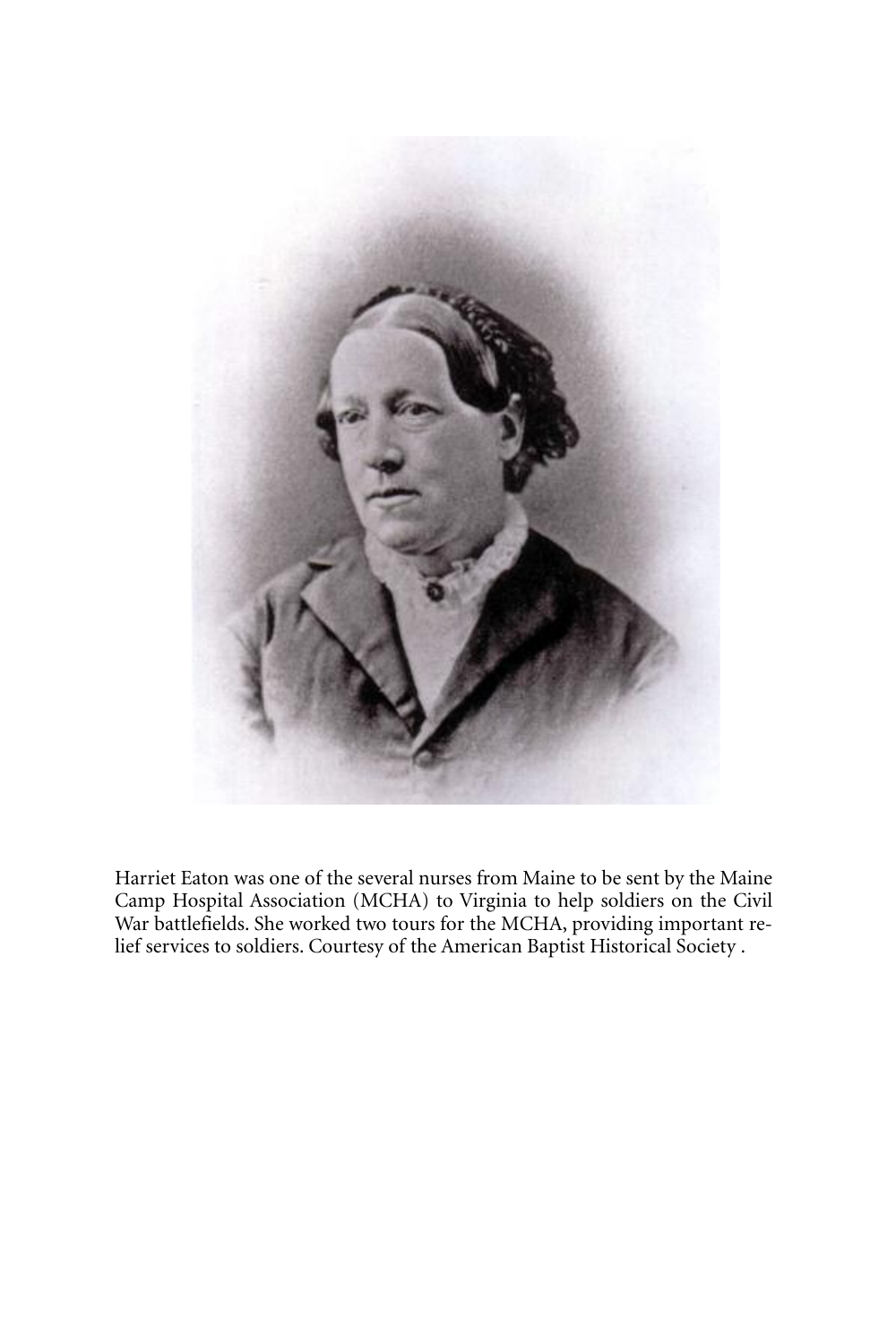Harriet Eaton was one of the several nurses from Maine to be sent by the Maine Camp Hospital Association (MCHA) to Virginia to help soldiers on the Civil War battlefields. She worked two tours for the MCHA, providing important relief services to soldiers. Courtesy of the American Baptist Historical Society .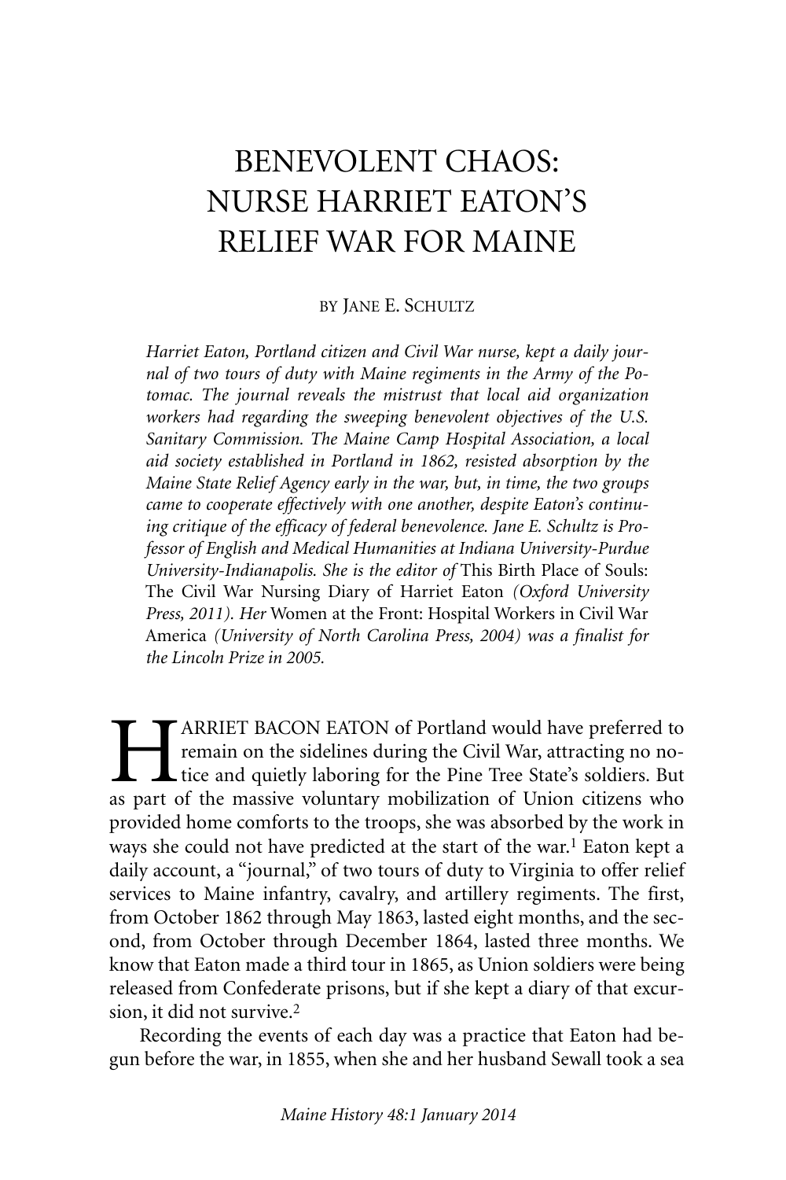# BENEVOLENT CHAOS: NURSE HARRIET EATON'S RELIEF WAR FOR MAINE

BY JANE E. SCHULTZ

*Harriet Eaton, Portland citizen and Civil War nurse, kept a daily journal of two tours of duty with Maine regiments in the Army of the Potomac. The journal reveals the mistrust that local aid organization workers had regarding the sweeping benevolent objectives of the U.S. Sanitary Commission. The Maine Camp Hospital Association, a local aid society established in Portland in 1862, resisted absorption by the Maine State Relief Agency early in the war, but, in time, the two groups came to cooperate effectively with one another, despite Eaton's continuing critique of the efficacy of federal benevolence. Jane E. Schultz is Professor of English and Medical Humanities at Indiana University-Purdue University-Indianapolis. She is the editor of* This Birth Place of Souls: The Civil War Nursing Diary of Harriet Eaton *(Oxford University Press, 2011). Her* Women at the Front: Hospital Workers in Civil War America *(University of North Carolina Press, 2004) was a finalist for the Lincoln Prize in 2005.*

HARRIET BACON EATON of Portland would have preferred to remain on the sidelines during the Civil War, attracting no notice and quietly laboring for the Pine Tree State's soldiers. But as part of the massive voluntary mobilization of Union citizens who provided home comforts to the troops, she was absorbed by the work in ways she could not have predicted at the start of the war.[1] Eaton kept a daily account, a "journal," of two tours of duty to Virginia to offer relief services to Maine infantry, cavalry, and artillery regiments. The first, from October 1862 through May 1863, lasted eight months, and the second, from October through December 1864, lasted three months. We know that Eaton made a third tour in 1865, as Union soldiers were being released from Confederate prisons, but if she kept a diary of that excursion, it did not survive.[2]

Recording the events of each day was a practice that Eaton had begun before the war, in 1855, when she and her husband Sewall took a sea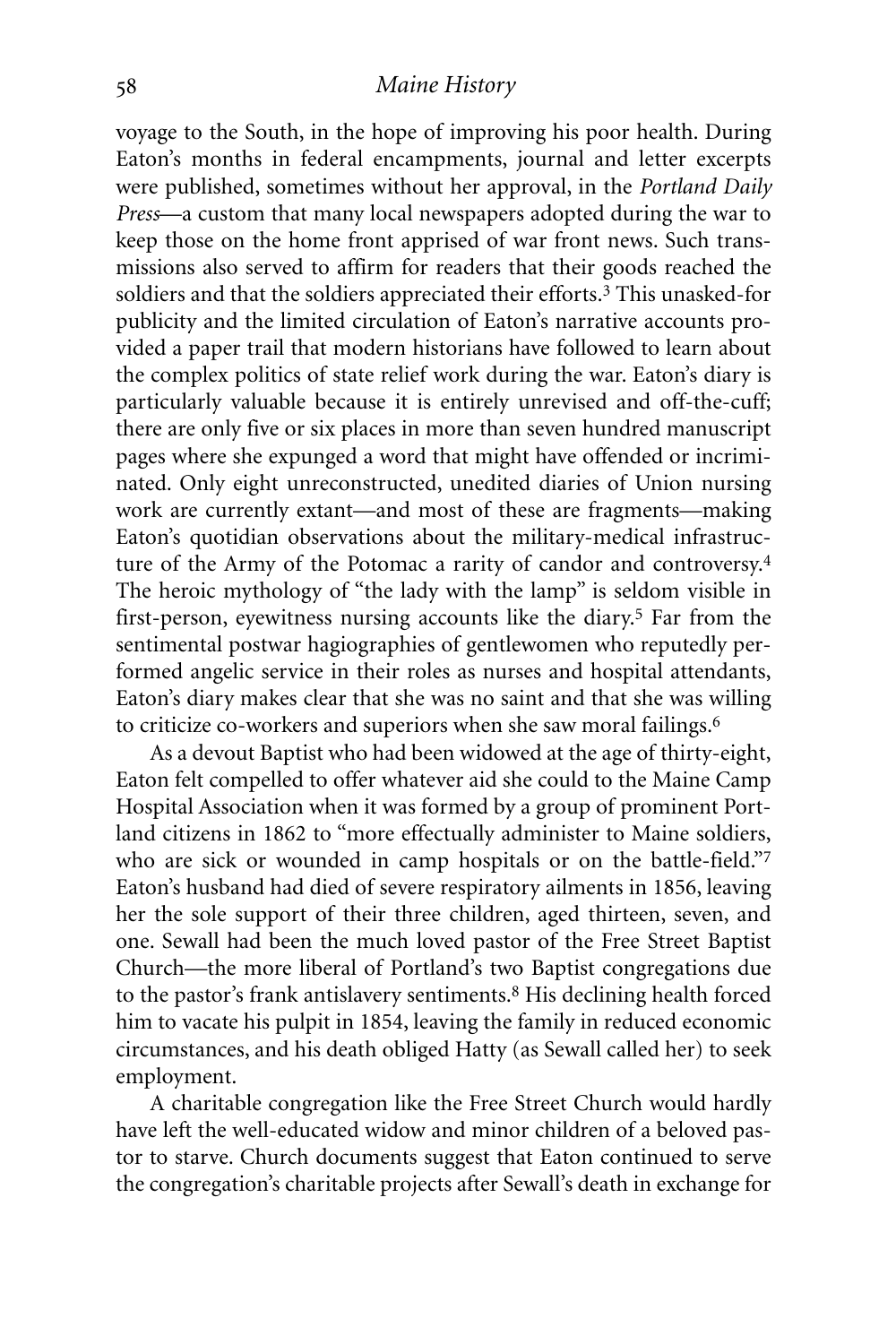voyage to the South, in the hope of improving his poor health. During Eaton's months in federal encampments, journal and letter excerpts were published, sometimes without her approval, in the *Portland Daily Press*—a custom that many local newspapers adopted during the war to keep those on the home front apprised of war front news. Such transmissions also served to affirm for readers that their goods reached the soldiers and that the soldiers appreciated their efforts.[3] This unasked-for publicity and the limited circulation of Eaton's narrative accounts provided a paper trail that modern historians have followed to learn about the complex politics of state relief work during the war. Eaton's diary is particularly valuable because it is entirely unrevised and off-the-cuff; there are only five or six places in more than seven hundred manuscript pages where she expunged a word that might have offended or incriminated. Only eight unreconstructed, unedited diaries of Union nursing work are currently extant—and most of these are fragments—making Eaton's quotidian observations about the military-medical infrastructure of the Army of the Potomac a rarity of candor and controversy.[4] The heroic mythology of "the lady with the lamp" is seldom visible in first-person, eyewitness nursing accounts like the diary.[5] Far from the sentimental postwar hagiographies of gentlewomen who reputedly performed angelic service in their roles as nurses and hospital attendants, Eaton's diary makes clear that she was no saint and that she was willing to criticize co-workers and superiors when she saw moral failings.[6]

As a devout Baptist who had been widowed at the age of thirty-eight, Eaton felt compelled to offer whatever aid she could to the Maine Camp Hospital Association when it was formed by a group of prominent Portland citizens in 1862 to "more effectually administer to Maine soldiers, who are sick or wounded in camp hospitals or on the battle-field."[7] Eaton's husband had died of severe respiratory ailments in 1856, leaving her the sole support of their three children, aged thirteen, seven, and one. Sewall had been the much loved pastor of the Free Street Baptist Church—the more liberal of Portland's two Baptist congregations due to the pastor's frank antislavery sentiments.[8] His declining health forced him to vacate his pulpit in 1854, leaving the family in reduced economic circumstances, and his death obliged Hatty (as Sewall called her) to seek employment.

A charitable congregation like the Free Street Church would hardly have left the well-educated widow and minor children of a beloved pastor to starve. Church documents suggest that Eaton continued to serve the congregation's charitable projects after Sewall's death in exchange for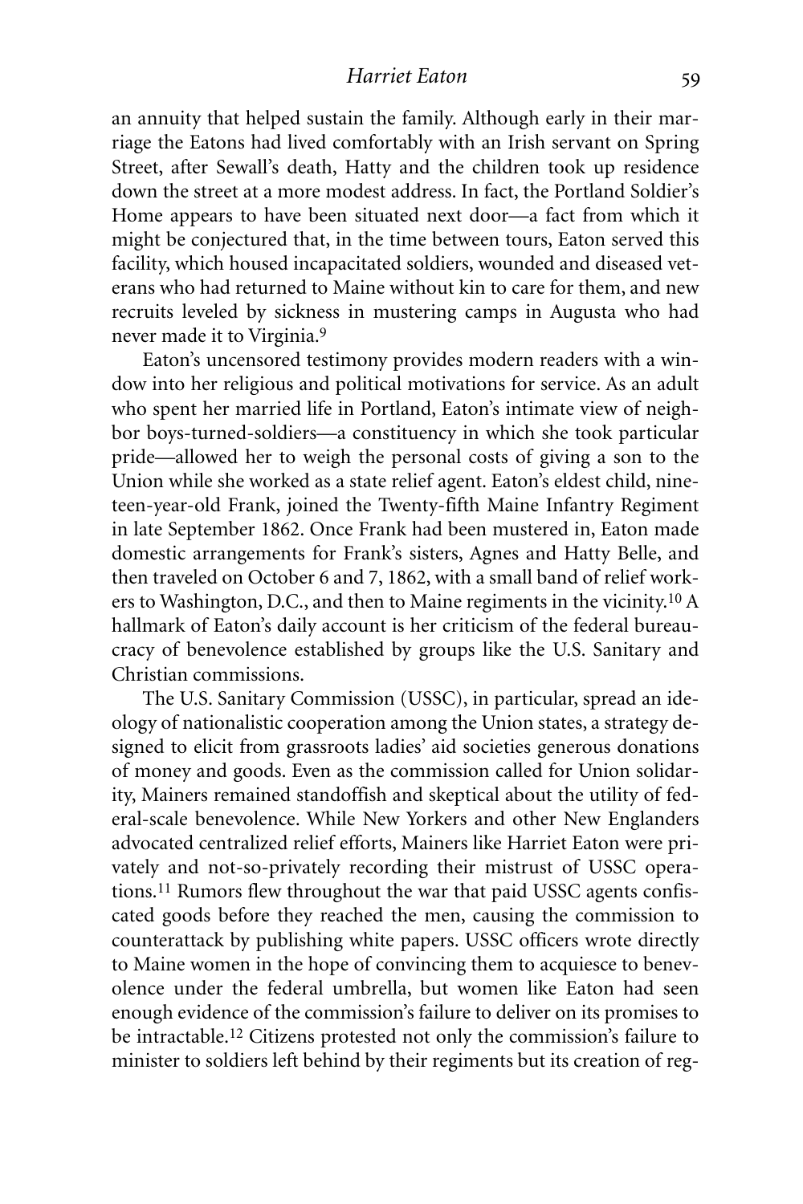an annuity that helped sustain the family. Although early in their marriage the Eatons had lived comfortably with an Irish servant on Spring Street, after Sewall's death, Hatty and the children took up residence down the street at a more modest address. In fact, the Portland Soldier's Home appears to have been situated next door—a fact from which it might be conjectured that, in the time between tours, Eaton served this facility, which housed incapacitated soldiers, wounded and diseased veterans who had returned to Maine without kin to care for them, and new recruits leveled by sickness in mustering camps in Augusta who had never made it to Virginia.[9]

Eaton's uncensored testimony provides modern readers with a window into her religious and political motivations for service. As an adult who spent her married life in Portland, Eaton's intimate view of neighbor boys-turned-soldiers—a constituency in which she took particular pride—allowed her to weigh the personal costs of giving a son to the Union while she worked as a state relief agent. Eaton's eldest child, nineteen-year-old Frank, joined the Twenty-fifth Maine Infantry Regiment in late September 1862. Once Frank had been mustered in, Eaton made domestic arrangements for Frank's sisters, Agnes and Hatty Belle, and then traveled on October 6 and 7, 1862, with a small band of relief workers to Washington, D.C., and then to Maine regiments in the vicinity.[10] A hallmark of Eaton's daily account is her criticism of the federal bureaucracy of benevolence established by groups like the U.S. Sanitary and Christian commissions.

The U.S. Sanitary Commission (USSC), in particular, spread an ideology of nationalistic cooperation among the Union states, a strategy designed to elicit from grassroots ladies' aid societies generous donations of money and goods. Even as the commission called for Union solidarity, Mainers remained standoffish and skeptical about the utility of federal-scale benevolence. While New Yorkers and other New Englanders advocated centralized relief efforts, Mainers like Harriet Eaton were privately and not-so-privately recording their mistrust of USSC operations.[11] Rumors flew throughout the war that paid USSC agents confiscated goods before they reached the men, causing the commission to counterattack by publishing white papers. USSC officers wrote directly to Maine women in the hope of convincing them to acquiesce to benevolence under the federal umbrella, but women like Eaton had seen enough evidence of the commission's failure to deliver on its promises to be intractable.[12] Citizens protested not only the commission's failure to minister to soldiers left behind by their regiments but its creation of reg-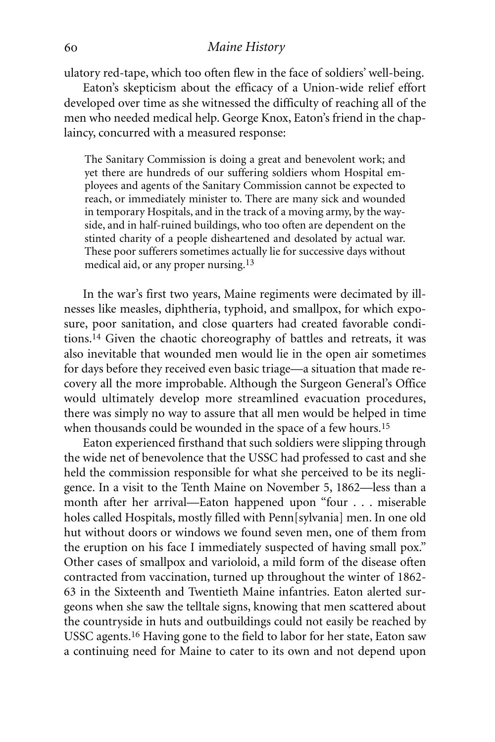ulatory red-tape, which too often flew in the face of soldiers' well-being.

Eaton's skepticism about the efficacy of a Union-wide relief effort developed over time as she witnessed the difficulty of reaching all of the men who needed medical help. George Knox, Eaton's friend in the chaplaincy, concurred with a measured response:

> The Sanitary Commission is doing a great and benevolent work; and yet there are hundreds of our suffering soldiers whom Hospital employees and agents of the Sanitary Commission cannot be expected to reach, or immediately minister to. There are many sick and wounded in temporary Hospitals, and in the track of a moving army, by the wayside, and in half-ruined buildings, who too often are dependent on the stinted charity of a people disheartened and desolated by actual war. These poor sufferers sometimes actually lie for successive days without medical aid, or any proper nursing.[13]

In the war's first two years, Maine regiments were decimated by illnesses like measles, diphtheria, typhoid, and smallpox, for which exposure, poor sanitation, and close quarters had created favorable conditions.[14] Given the chaotic choreography of battles and retreats, it was also inevitable that wounded men would lie in the open air sometimes for days before they received even basic triage—a situation that made recovery all the more improbable. Although the Surgeon General's Office would ultimately develop more streamlined evacuation procedures, there was simply no way to assure that all men would be helped in time when thousands could be wounded in the space of a few hours.[15]

Eaton experienced firsthand that such soldiers were slipping through the wide net of benevolence that the USSC had professed to cast and she held the commission responsible for what she perceived to be its negligence. In a visit to the Tenth Maine on November 5, 1862—less than a month after her arrival—Eaton happened upon "four . . . miserable holes called Hospitals, mostly filled with Penn[sylvania] men. In one old hut without doors or windows we found seven men, one of them from the eruption on his face I immediately suspected of having small pox." Other cases of smallpox and varioloid, a mild form of the disease often contracted from vaccination, turned up throughout the winter of 1862-63 in the Sixteenth and Twentieth Maine infantries. Eaton alerted surgeons when she saw the telltale signs, knowing that men scattered about the countryside in huts and outbuildings could not easily be reached by USSC agents.[16] Having gone to the field to labor for her state, Eaton saw a continuing need for Maine to cater to its own and not depend upon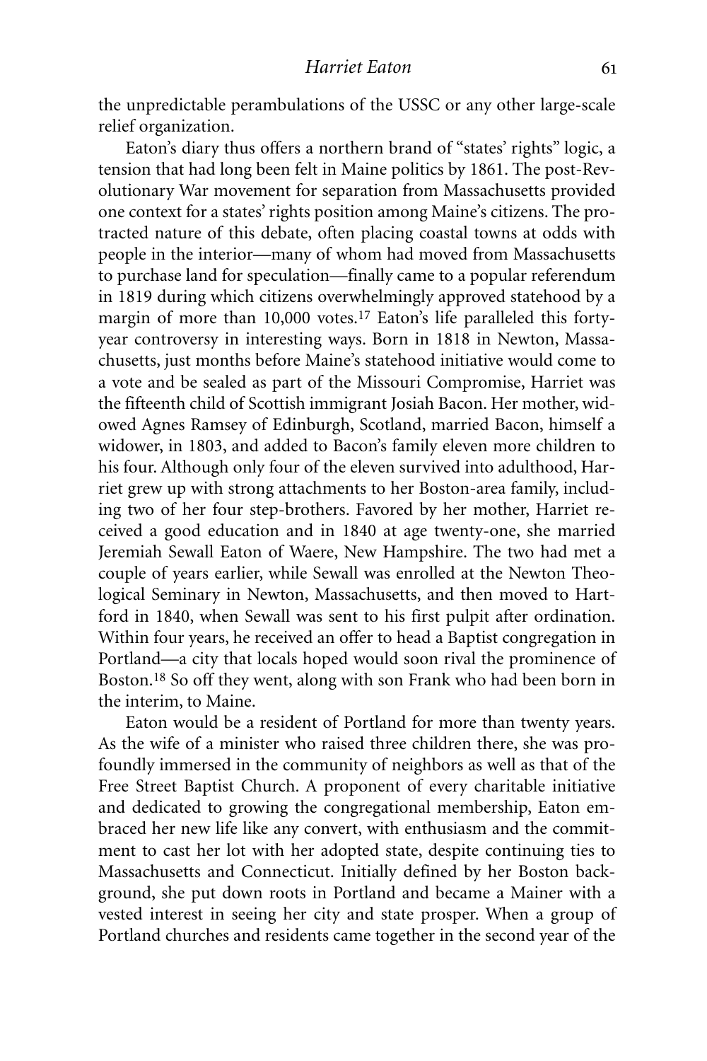the unpredictable perambulations of the USSC or any other large-scale relief organization.

Eaton's diary thus offers a northern brand of "states' rights" logic, a tension that had long been felt in Maine politics by 1861. The post-Revolutionary War movement for separation from Massachusetts provided one context for a states' rights position among Maine's citizens. The protracted nature of this debate, often placing coastal towns at odds with people in the interior—many of whom had moved from Massachusetts to purchase land for speculation—finally came to a popular referendum in 1819 during which citizens overwhelmingly approved statehood by a margin of more than 10,000 votes.[17] Eaton's life paralleled this forty-year controversy in interesting ways. Born in 1818 in Newton, Massachusetts, just months before Maine's statehood initiative would come to a vote and be sealed as part of the Missouri Compromise, Harriet was the fifteenth child of Scottish immigrant Josiah Bacon. Her mother, widowed Agnes Ramsey of Edinburgh, Scotland, married Bacon, himself a widower, in 1803, and added to Bacon's family eleven more children to his four. Although only four of the eleven survived into adulthood, Harriet grew up with strong attachments to her Boston-area family, including two of her four step-brothers. Favored by her mother, Harriet received a good education and in 1840 at age twenty-one, she married Jeremiah Sewall Eaton of Waere, New Hampshire. The two had met a couple of years earlier, while Sewall was enrolled at the Newton Theological Seminary in Newton, Massachusetts, and then moved to Hartford in 1840, when Sewall was sent to his first pulpit after ordination. Within four years, he received an offer to head a Baptist congregation in Portland—a city that locals hoped would soon rival the prominence of Boston.[18] So off they went, along with son Frank who had been born in the interim, to Maine.

Eaton would be a resident of Portland for more than twenty years. As the wife of a minister who raised three children there, she was profoundly immersed in the community of neighbors as well as that of the Free Street Baptist Church. A proponent of every charitable initiative and dedicated to growing the congregational membership, Eaton embraced her new life like any convert, with enthusiasm and the commitment to cast her lot with her adopted state, despite continuing ties to Massachusetts and Connecticut. Initially defined by her Boston background, she put down roots in Portland and became a Mainer with a vested interest in seeing her city and state prosper. When a group of Portland churches and residents came together in the second year of the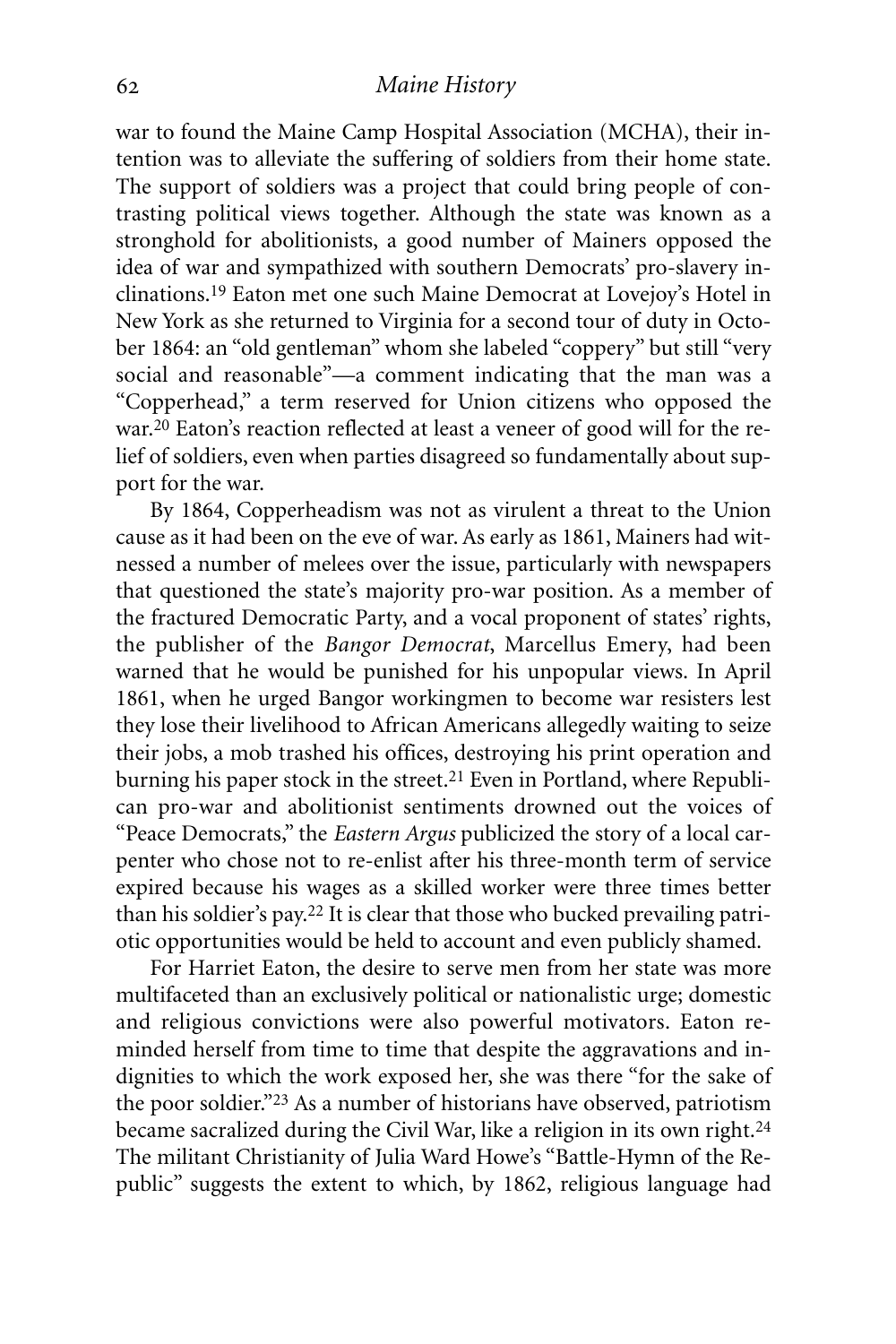war to found the Maine Camp Hospital Association (MCHA), their intention was to alleviate the suffering of soldiers from their home state. The support of soldiers was a project that could bring people of contrasting political views together. Although the state was known as a stronghold for abolitionists, a good number of Mainers opposed the idea of war and sympathized with southern Democrats' pro-slavery inclinations.[19] Eaton met one such Maine Democrat at Lovejoy's Hotel in New York as she returned to Virginia for a second tour of duty in October 1864: an "old gentleman" whom she labeled "coppery" but still "very social and reasonable"—a comment indicating that the man was a "Copperhead," a term reserved for Union citizens who opposed the war.[20] Eaton's reaction reflected at least a veneer of good will for the relief of soldiers, even when parties disagreed so fundamentally about support for the war.

By 1864, Copperheadism was not as virulent a threat to the Union cause as it had been on the eve of war. As early as 1861, Mainers had witnessed a number of melees over the issue, particularly with newspapers that questioned the state's majority pro-war position. As a member of the fractured Democratic Party, and a vocal proponent of states' rights, the publisher of the *Bangor Democrat*, Marcellus Emery, had been warned that he would be punished for his unpopular views. In April 1861, when he urged Bangor workingmen to become war resisters lest they lose their livelihood to African Americans allegedly waiting to seize their jobs, a mob trashed his offices, destroying his print operation and burning his paper stock in the street.[21] Even in Portland, where Republican pro-war and abolitionist sentiments drowned out the voices of "Peace Democrats," the *Eastern Argus* publicized the story of a local carpenter who chose not to re-enlist after his three-month term of service expired because his wages as a skilled worker were three times better than his soldier's pay.[22] It is clear that those who bucked prevailing patriotic opportunities would be held to account and even publicly shamed.

For Harriet Eaton, the desire to serve men from her state was more multifaceted than an exclusively political or nationalistic urge; domestic and religious convictions were also powerful motivators. Eaton reminded herself from time to time that despite the aggravations and indignities to which the work exposed her, she was there "for the sake of the poor soldier."[23] As a number of historians have observed, patriotism became sacralized during the Civil War, like a religion in its own right.[24] The militant Christianity of Julia Ward Howe's "Battle-Hymn of the Republic" suggests the extent to which, by 1862, religious language had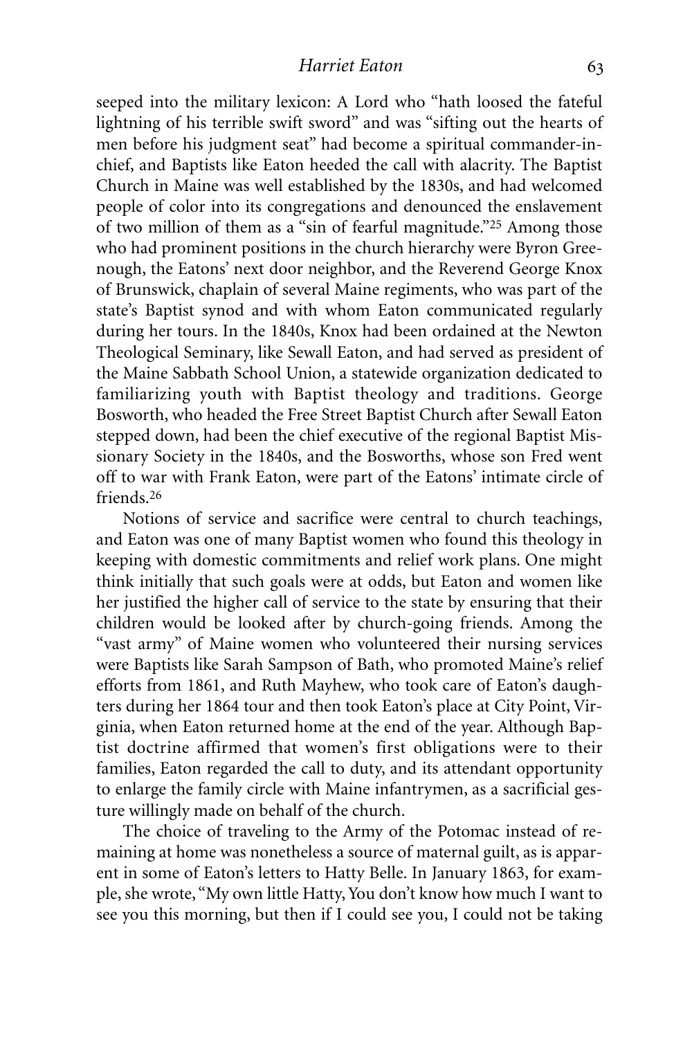seeped into the military lexicon: A Lord who "hath loosed the fateful lightning of his terrible swift sword" and was "sifting out the hearts of men before his judgment seat" had become a spiritual commander-in-chief, and Baptists like Eaton heeded the call with alacrity. The Baptist Church in Maine was well established by the 1830s, and had welcomed people of color into its congregations and denounced the enslavement of two million of them as a "sin of fearful magnitude."[25] Among those who had prominent positions in the church hierarchy were Byron Greenough, the Eatons' next door neighbor, and the Reverend George Knox of Brunswick, chaplain of several Maine regiments, who was part of the state's Baptist synod and with whom Eaton communicated regularly during her tours. In the 1840s, Knox had been ordained at the Newton Theological Seminary, like Sewall Eaton, and had served as president of the Maine Sabbath School Union, a statewide organization dedicated to familiarizing youth with Baptist theology and traditions. George Bosworth, who headed the Free Street Baptist Church after Sewall Eaton stepped down, had been the chief executive of the regional Baptist Missionary Society in the 1840s, and the Bosworths, whose son Fred went off to war with Frank Eaton, were part of the Eatons' intimate circle of friends.[26]

Notions of service and sacrifice were central to church teachings, and Eaton was one of many Baptist women who found this theology in keeping with domestic commitments and relief work plans. One might think initially that such goals were at odds, but Eaton and women like her justified the higher call of service to the state by ensuring that their children would be looked after by church-going friends. Among the "vast army" of Maine women who volunteered their nursing services were Baptists like Sarah Sampson of Bath, who promoted Maine's relief efforts from 1861, and Ruth Mayhew, who took care of Eaton's daughters during her 1864 tour and then took Eaton's place at City Point, Virginia, when Eaton returned home at the end of the year. Although Baptist doctrine affirmed that women's first obligations were to their families, Eaton regarded the call to duty, and its attendant opportunity to enlarge the family circle with Maine infantrymen, as a sacrificial gesture willingly made on behalf of the church.

The choice of traveling to the Army of the Potomac instead of remaining at home was nonetheless a source of maternal guilt, as is apparent in some of Eaton's letters to Hatty Belle. In January 1863, for example, she wrote, "My own little Hatty, You don't know how much I want to see you this morning, but then if I could see you, I could not be taking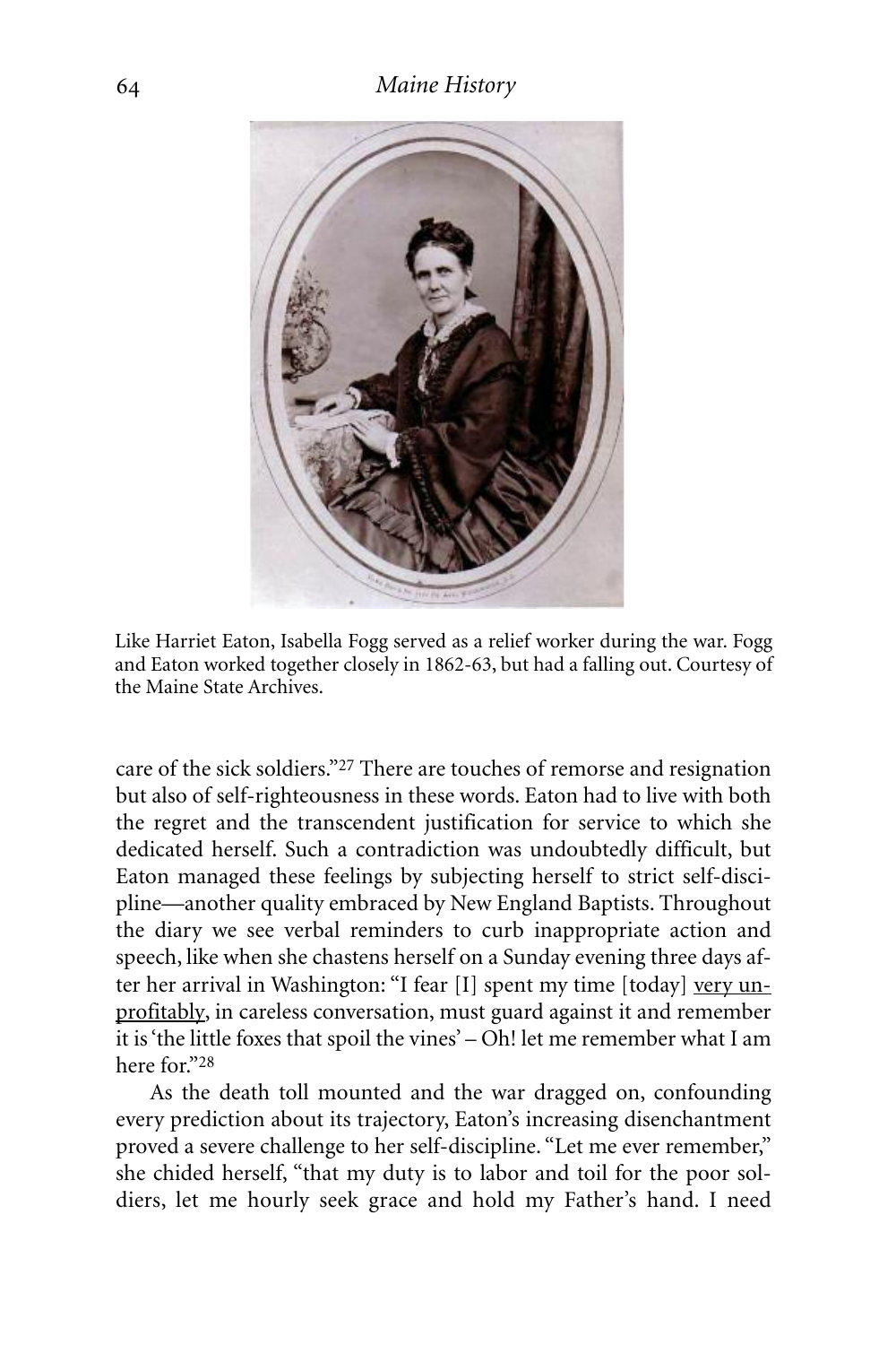Like Harriet Eaton, Isabella Fogg served as a relief worker during the war. Fogg and Eaton worked together closely in 1862-63, but had a falling out. Courtesy of the Maine State Archives.

care of the sick soldiers."[27] There are touches of remorse and resignation but also of self-righteousness in these words. Eaton had to live with both the regret and the transcendent justification for service to which she dedicated herself. Such a contradiction was undoubtedly difficult, but Eaton managed these feelings by subjecting herself to strict self-discipline—another quality embraced by New England Baptists. Throughout the diary we see verbal reminders to curb inappropriate action and speech, like when she chastens herself on a Sunday evening three days after her arrival in Washington: "I fear [I] spent my time [today] <u>very unprofitably</u>, in careless conversation, must guard against it and remember it is 'the little foxes that spoil the vines' – Oh! let me remember what I am here for."[28]

As the death toll mounted and the war dragged on, confounding every prediction about its trajectory, Eaton's increasing disenchantment proved a severe challenge to her self-discipline. "Let me ever remember," she chided herself, "that my duty is to labor and toil for the poor soldiers, let me hourly seek grace and hold my Father's hand. I need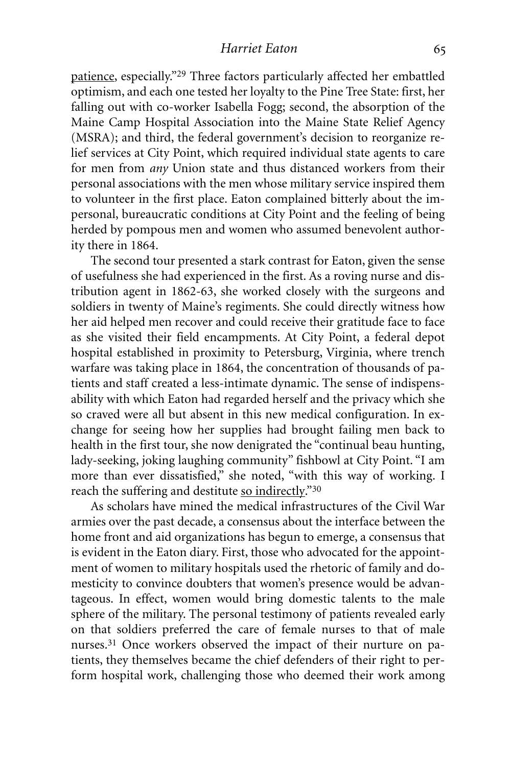patience, especially."[29] Three factors particularly affected her embattled optimism, and each one tested her loyalty to the Pine Tree State: first, her falling out with co-worker Isabella Fogg; second, the absorption of the Maine Camp Hospital Association into the Maine State Relief Agency (MSRA); and third, the federal government's decision to reorganize relief services at City Point, which required individual state agents to care for men from *any* Union state and thus distanced workers from their personal associations with the men whose military service inspired them to volunteer in the first place. Eaton complained bitterly about the impersonal, bureaucratic conditions at City Point and the feeling of being herded by pompous men and women who assumed benevolent authority there in 1864.

The second tour presented a stark contrast for Eaton, given the sense of usefulness she had experienced in the first. As a roving nurse and distribution agent in 1862-63, she worked closely with the surgeons and soldiers in twenty of Maine's regiments. She could directly witness how her aid helped men recover and could receive their gratitude face to face as she visited their field encampments. At City Point, a federal depot hospital established in proximity to Petersburg, Virginia, where trench warfare was taking place in 1864, the concentration of thousands of patients and staff created a less-intimate dynamic. The sense of indispensability with which Eaton had regarded herself and the privacy which she so craved were all but absent in this new medical configuration. In exchange for seeing how her supplies had brought failing men back to health in the first tour, she now denigrated the "continual beau hunting, lady-seeking, joking laughing community" fishbowl at City Point. "I am more than ever dissatisfied," she noted, "with this way of working. I reach the suffering and destitute so indirectly."[30]

As scholars have mined the medical infrastructures of the Civil War armies over the past decade, a consensus about the interface between the home front and aid organizations has begun to emerge, a consensus that is evident in the Eaton diary. First, those who advocated for the appointment of women to military hospitals used the rhetoric of family and domesticity to convince doubters that women's presence would be advantageous. In effect, women would bring domestic talents to the male sphere of the military. The personal testimony of patients revealed early on that soldiers preferred the care of female nurses to that of male nurses.[31] Once workers observed the impact of their nurture on patients, they themselves became the chief defenders of their right to perform hospital work, challenging those who deemed their work among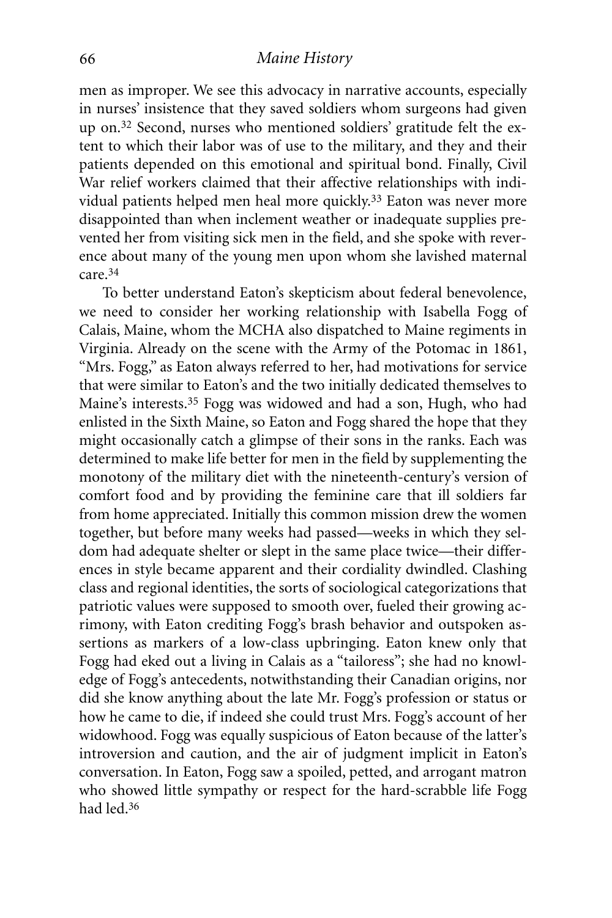men as improper. We see this advocacy in narrative accounts, especially in nurses' insistence that they saved soldiers whom surgeons had given up on.[32] Second, nurses who mentioned soldiers' gratitude felt the extent to which their labor was of use to the military, and they and their patients depended on this emotional and spiritual bond. Finally, Civil War relief workers claimed that their affective relationships with individual patients helped men heal more quickly.[33] Eaton was never more disappointed than when inclement weather or inadequate supplies prevented her from visiting sick men in the field, and she spoke with reverence about many of the young men upon whom she lavished maternal care.[34]

To better understand Eaton's skepticism about federal benevolence, we need to consider her working relationship with Isabella Fogg of Calais, Maine, whom the MCHA also dispatched to Maine regiments in Virginia. Already on the scene with the Army of the Potomac in 1861, "Mrs. Fogg," as Eaton always referred to her, had motivations for service that were similar to Eaton's and the two initially dedicated themselves to Maine's interests.[35] Fogg was widowed and had a son, Hugh, who had enlisted in the Sixth Maine, so Eaton and Fogg shared the hope that they might occasionally catch a glimpse of their sons in the ranks. Each was determined to make life better for men in the field by supplementing the monotony of the military diet with the nineteenth-century's version of comfort food and by providing the feminine care that ill soldiers far from home appreciated. Initially this common mission drew the women together, but before many weeks had passed—weeks in which they seldom had adequate shelter or slept in the same place twice—their differences in style became apparent and their cordiality dwindled. Clashing class and regional identities, the sorts of sociological categorizations that patriotic values were supposed to smooth over, fueled their growing acrimony, with Eaton crediting Fogg's brash behavior and outspoken assertions as markers of a low-class upbringing. Eaton knew only that Fogg had eked out a living in Calais as a "tailoress"; she had no knowledge of Fogg's antecedents, notwithstanding their Canadian origins, nor did she know anything about the late Mr. Fogg's profession or status or how he came to die, if indeed she could trust Mrs. Fogg's account of her widowhood. Fogg was equally suspicious of Eaton because of the latter's introversion and caution, and the air of judgment implicit in Eaton's conversation. In Eaton, Fogg saw a spoiled, petted, and arrogant matron who showed little sympathy or respect for the hard-scrabble life Fogg had led.[36]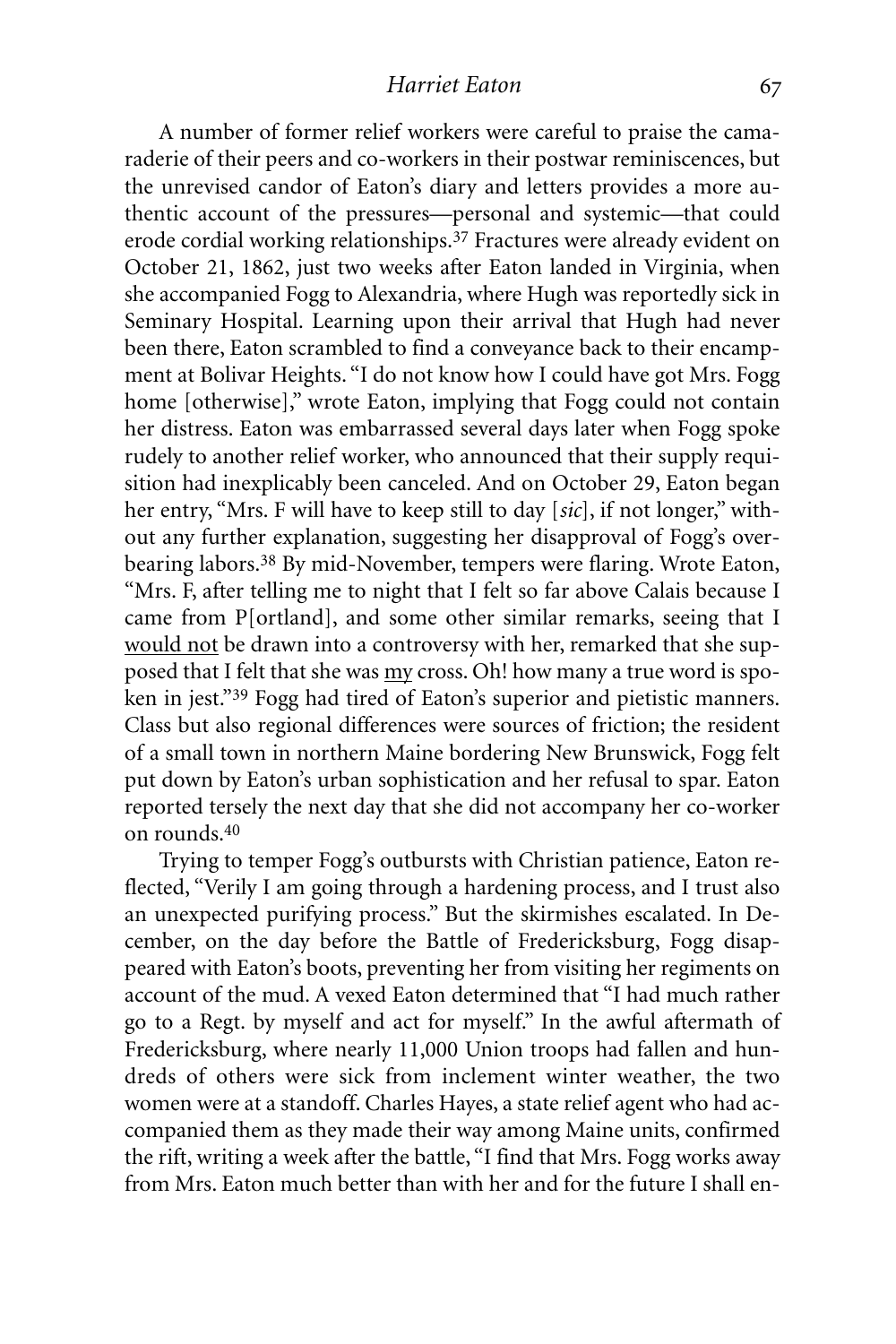A number of former relief workers were careful to praise the camaraderie of their peers and co-workers in their postwar reminiscences, but the unrevised candor of Eaton's diary and letters provides a more authentic account of the pressures—personal and systemic—that could erode cordial working relationships.[37] Fractures were already evident on October 21, 1862, just two weeks after Eaton landed in Virginia, when she accompanied Fogg to Alexandria, where Hugh was reportedly sick in Seminary Hospital. Learning upon their arrival that Hugh had never been there, Eaton scrambled to find a conveyance back to their encampment at Bolivar Heights. "I do not know how I could have got Mrs. Fogg home [otherwise]," wrote Eaton, implying that Fogg could not contain her distress. Eaton was embarrassed several days later when Fogg spoke rudely to another relief worker, who announced that their supply requisition had inexplicably been canceled. And on October 29, Eaton began her entry, "Mrs. F will have to keep still to day [*sic*], if not longer," without any further explanation, suggesting her disapproval of Fogg's overbearing labors.[38] By mid-November, tempers were flaring. Wrote Eaton, "Mrs. F, after telling me to night that I felt so far above Calais because I came from P[ortland], and some other similar remarks, seeing that I <u>would not</u> be drawn into a controversy with her, remarked that she supposed that I felt that she was <u>my</u> cross. Oh! how many a true word is spoken in jest."[39] Fogg had tired of Eaton's superior and pietistic manners. Class but also regional differences were sources of friction; the resident of a small town in northern Maine bordering New Brunswick, Fogg felt put down by Eaton's urban sophistication and her refusal to spar. Eaton reported tersely the next day that she did not accompany her co-worker on rounds.[40]

Trying to temper Fogg's outbursts with Christian patience, Eaton reflected, "Verily I am going through a hardening process, and I trust also an unexpected purifying process." But the skirmishes escalated. In December, on the day before the Battle of Fredericksburg, Fogg disappeared with Eaton's boots, preventing her from visiting her regiments on account of the mud. A vexed Eaton determined that "I had much rather go to a Regt. by myself and act for myself." In the awful aftermath of Fredericksburg, where nearly 11,000 Union troops had fallen and hundreds of others were sick from inclement winter weather, the two women were at a standoff. Charles Hayes, a state relief agent who had accompanied them as they made their way among Maine units, confirmed the rift, writing a week after the battle, "I find that Mrs. Fogg works away from Mrs. Eaton much better than with her and for the future I shall en-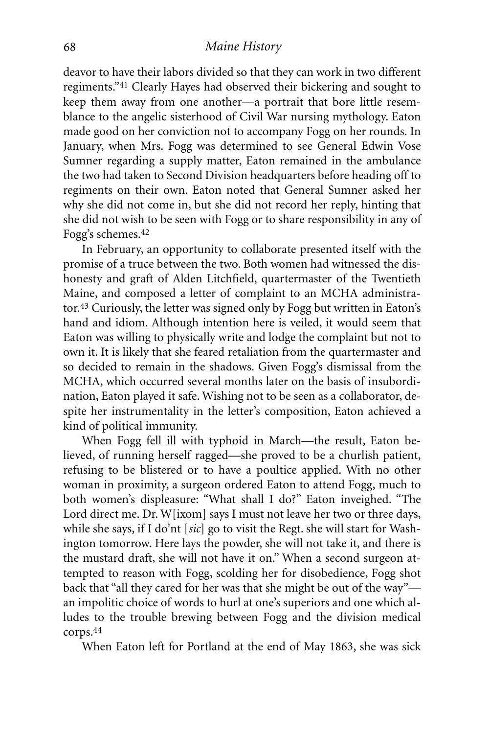deavor to have their labors divided so that they can work in two different regiments."[41] Clearly Hayes had observed their bickering and sought to keep them away from one another—a portrait that bore little resemblance to the angelic sisterhood of Civil War nursing mythology. Eaton made good on her conviction not to accompany Fogg on her rounds. In January, when Mrs. Fogg was determined to see General Edwin Vose Sumner regarding a supply matter, Eaton remained in the ambulance the two had taken to Second Division headquarters before heading off to regiments on their own. Eaton noted that General Sumner asked her why she did not come in, but she did not record her reply, hinting that she did not wish to be seen with Fogg or to share responsibility in any of Fogg's schemes.[42]

In February, an opportunity to collaborate presented itself with the promise of a truce between the two. Both women had witnessed the dishonesty and graft of Alden Litchfield, quartermaster of the Twentieth Maine, and composed a letter of complaint to an MCHA administrator.[43] Curiously, the letter was signed only by Fogg but written in Eaton's hand and idiom. Although intention here is veiled, it would seem that Eaton was willing to physically write and lodge the complaint but not to own it. It is likely that she feared retaliation from the quartermaster and so decided to remain in the shadows. Given Fogg's dismissal from the MCHA, which occurred several months later on the basis of insubordination, Eaton played it safe. Wishing not to be seen as a collaborator, despite her instrumentality in the letter's composition, Eaton achieved a kind of political immunity.

When Fogg fell ill with typhoid in March—the result, Eaton believed, of running herself ragged—she proved to be a churlish patient, refusing to be blistered or to have a poultice applied. With no other woman in proximity, a surgeon ordered Eaton to attend Fogg, much to both women's displeasure: "What shall I do?" Eaton inveighed. "The Lord direct me. Dr. W[ixom] says I must not leave her two or three days, while she says, if I do'nt [*sic*] go to visit the Regt. she will start for Washington tomorrow. Here lays the powder, she will not take it, and there is the mustard draft, she will not have it on." When a second surgeon attempted to reason with Fogg, scolding her for disobedience, Fogg shot back that "all they cared for her was that she might be out of the way"—an impolitic choice of words to hurl at one's superiors and one which alludes to the trouble brewing between Fogg and the division medical corps.[44]

When Eaton left for Portland at the end of May 1863, she was sick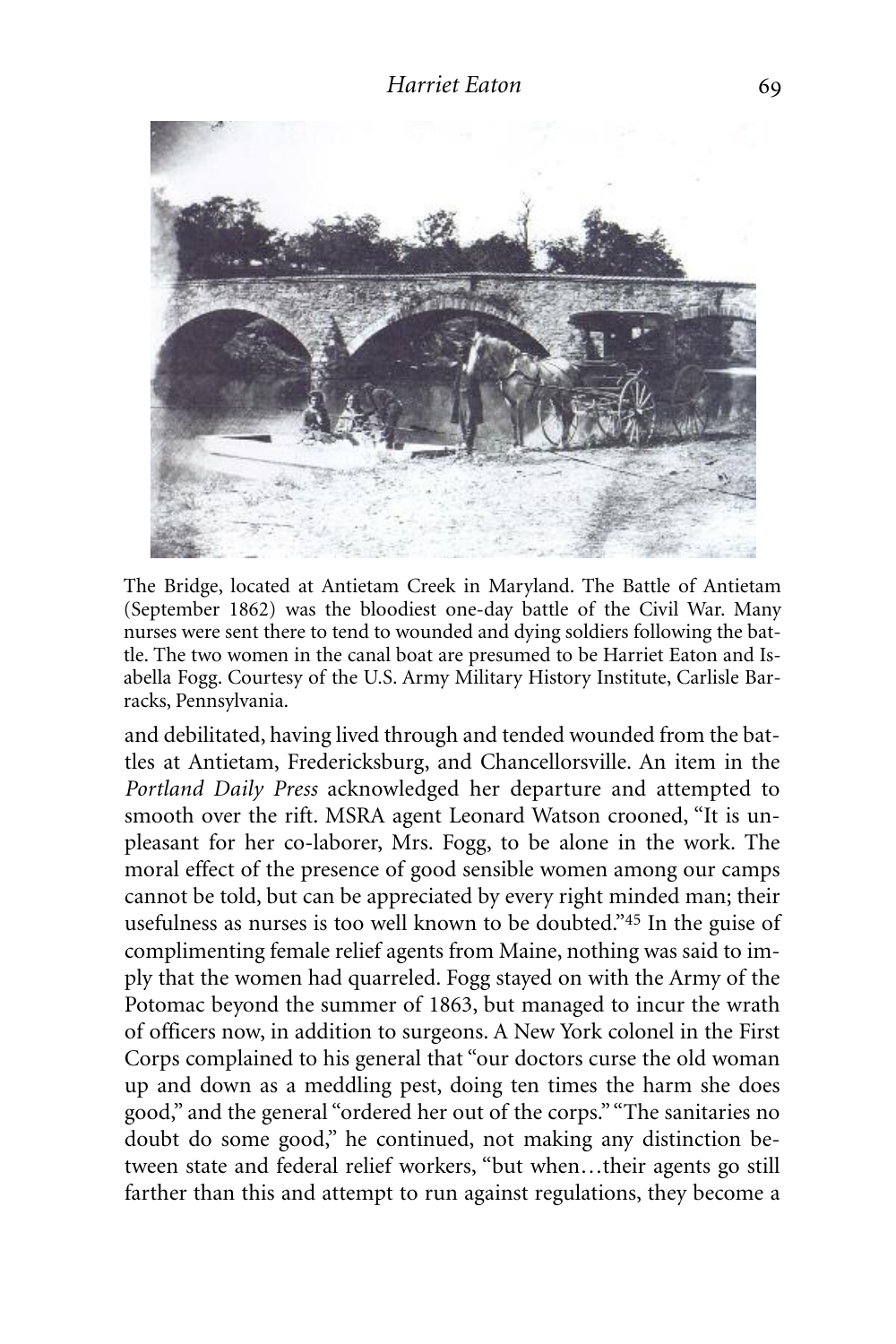The Bridge, located at Antietam Creek in Maryland. The Battle of Antietam (September 1862) was the bloodiest one-day battle of the Civil War. Many nurses were sent there to tend to wounded and dying soldiers following the battle. The two women in the canal boat are presumed to be Harriet Eaton and Isabella Fogg. Courtesy of the U.S. Army Military History Institute, Carlisle Barracks, Pennsylvania.

and debilitated, having lived through and tended wounded from the battles at Antietam, Fredericksburg, and Chancellorsville. An item in the *Portland Daily Press* acknowledged her departure and attempted to smooth over the rift. MSRA agent Leonard Watson crooned, "It is unpleasant for her co-laborer, Mrs. Fogg, to be alone in the work. The moral effect of the presence of good sensible women among our camps cannot be told, but can be appreciated by every right minded man; their usefulness as nurses is too well known to be doubted."[45] In the guise of complimenting female relief agents from Maine, nothing was said to imply that the women had quarreled. Fogg stayed on with the Army of the Potomac beyond the summer of 1863, but managed to incur the wrath of officers now, in addition to surgeons. A New York colonel in the First Corps complained to his general that "our doctors curse the old woman up and down as a meddling pest, doing ten times the harm she does good," and the general "ordered her out of the corps." "The sanitaries no doubt do some good," he continued, not making any distinction between state and federal relief workers, "but when…their agents go still farther than this and attempt to run against regulations, they become a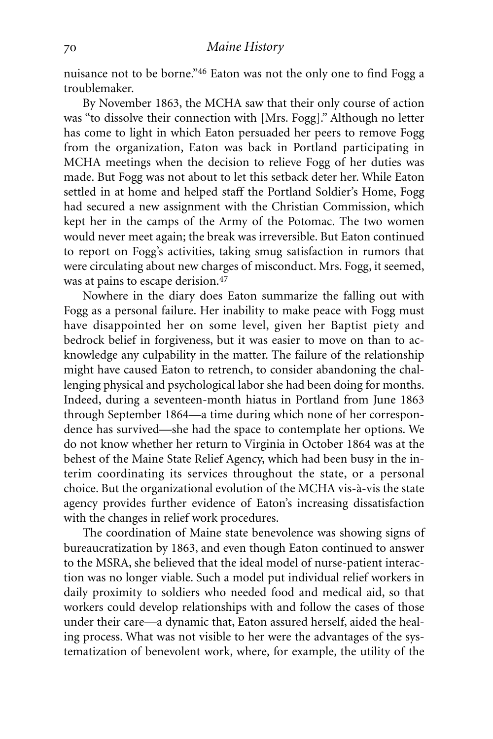nuisance not to be borne."[46] Eaton was not the only one to find Fogg a troublemaker.

By November 1863, the MCHA saw that their only course of action was "to dissolve their connection with [Mrs. Fogg]." Although no letter has come to light in which Eaton persuaded her peers to remove Fogg from the organization, Eaton was back in Portland participating in MCHA meetings when the decision to relieve Fogg of her duties was made. But Fogg was not about to let this setback deter her. While Eaton settled in at home and helped staff the Portland Soldier's Home, Fogg had secured a new assignment with the Christian Commission, which kept her in the camps of the Army of the Potomac. The two women would never meet again; the break was irreversible. But Eaton continued to report on Fogg's activities, taking smug satisfaction in rumors that were circulating about new charges of misconduct. Mrs. Fogg, it seemed, was at pains to escape derision.[47]

Nowhere in the diary does Eaton summarize the falling out with Fogg as a personal failure. Her inability to make peace with Fogg must have disappointed her on some level, given her Baptist piety and bedrock belief in forgiveness, but it was easier to move on than to acknowledge any culpability in the matter. The failure of the relationship might have caused Eaton to retrench, to consider abandoning the challenging physical and psychological labor she had been doing for months. Indeed, during a seventeen-month hiatus in Portland from June 1863 through September 1864—a time during which none of her correspondence has survived—she had the space to contemplate her options. We do not know whether her return to Virginia in October 1864 was at the behest of the Maine State Relief Agency, which had been busy in the interim coordinating its services throughout the state, or a personal choice. But the organizational evolution of the MCHA vis-à-vis the state agency provides further evidence of Eaton's increasing dissatisfaction with the changes in relief work procedures.

The coordination of Maine state benevolence was showing signs of bureaucratization by 1863, and even though Eaton continued to answer to the MSRA, she believed that the ideal model of nurse-patient interaction was no longer viable. Such a model put individual relief workers in daily proximity to soldiers who needed food and medical aid, so that workers could develop relationships with and follow the cases of those under their care—a dynamic that, Eaton assured herself, aided the healing process. What was not visible to her were the advantages of the systematization of benevolent work, where, for example, the utility of the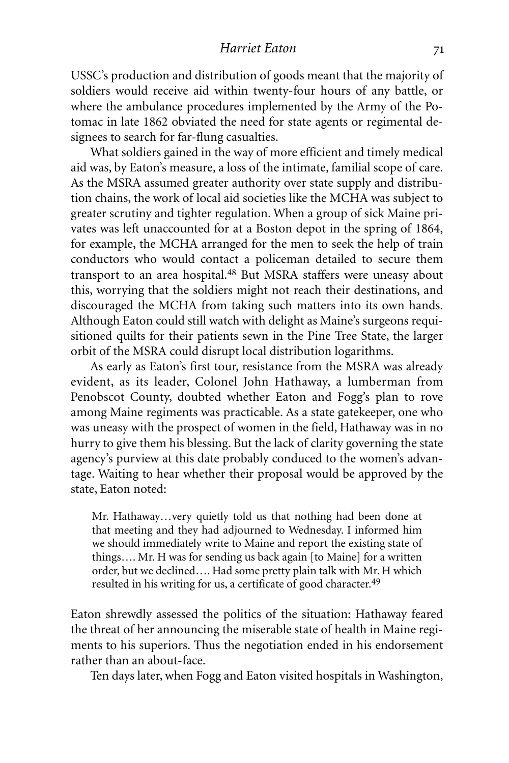USSC's production and distribution of goods meant that the majority of soldiers would receive aid within twenty-four hours of any battle, or where the ambulance procedures implemented by the Army of the Potomac in late 1862 obviated the need for state agents or regimental designees to search for far-flung casualties.

What soldiers gained in the way of more efficient and timely medical aid was, by Eaton's measure, a loss of the intimate, familial scope of care. As the MSRA assumed greater authority over state supply and distribution chains, the work of local aid societies like the MCHA was subject to greater scrutiny and tighter regulation. When a group of sick Maine privates was left unaccounted for at a Boston depot in the spring of 1864, for example, the MCHA arranged for the men to seek the help of train conductors who would contact a policeman detailed to secure them transport to an area hospital.[48] But MSRA staffers were uneasy about this, worrying that the soldiers might not reach their destinations, and discouraged the MCHA from taking such matters into its own hands. Although Eaton could still watch with delight as Maine's surgeons requisitioned quilts for their patients sewn in the Pine Tree State, the larger orbit of the MSRA could disrupt local distribution logarithms.

As early as Eaton's first tour, resistance from the MSRA was already evident, as its leader, Colonel John Hathaway, a lumberman from Penobscot County, doubted whether Eaton and Fogg's plan to rove among Maine regiments was practicable. As a state gatekeeper, one who was uneasy with the prospect of women in the field, Hathaway was in no hurry to give them his blessing. But the lack of clarity governing the state agency's purview at this date probably conduced to the women's advantage. Waiting to hear whether their proposal would be approved by the state, Eaton noted:

> Mr. Hathaway…very quietly told us that nothing had been done at that meeting and they had adjourned to Wednesday. I informed him we should immediately write to Maine and report the existing state of things…. Mr. H was for sending us back again [to Maine] for a written order, but we declined…. Had some pretty plain talk with Mr. H which resulted in his writing for us, a certificate of good character.[49]

Eaton shrewdly assessed the politics of the situation: Hathaway feared the threat of her announcing the miserable state of health in Maine regiments to his superiors. Thus the negotiation ended in his endorsement rather than an about-face.

Ten days later, when Fogg and Eaton visited hospitals in Washington,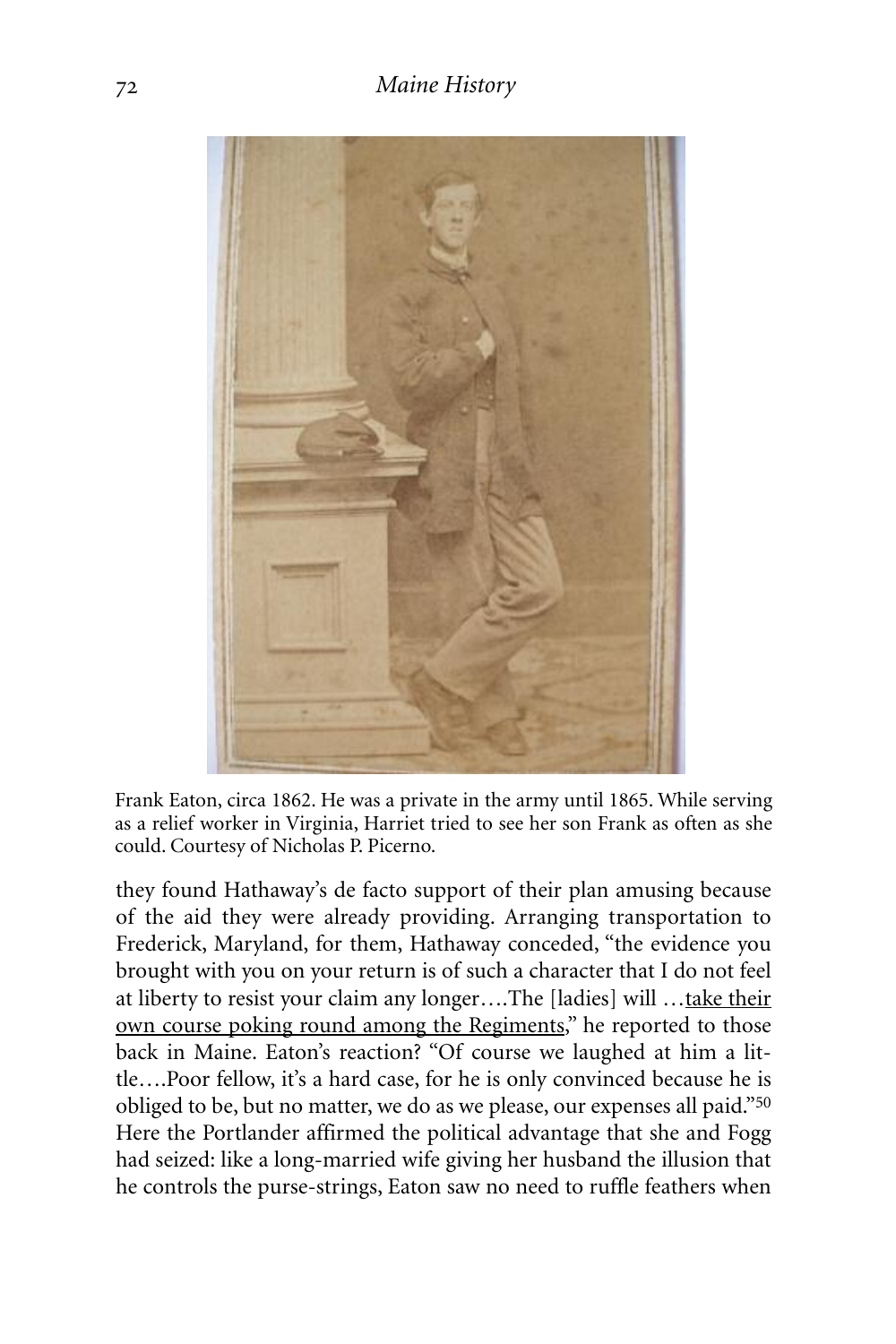Frank Eaton, circa 1862. He was a private in the army until 1865. While serving as a relief worker in Virginia, Harriet tried to see her son Frank as often as she could. Courtesy of Nicholas P. Picerno.

they found Hathaway's de facto support of their plan amusing because of the aid they were already providing. Arranging transportation to Frederick, Maryland, for them, Hathaway conceded, "the evidence you brought with you on your return is of such a character that I do not feel at liberty to resist your claim any longer….The [ladies] will …take their own course poking round among the Regiments," he reported to those back in Maine. Eaton's reaction? "Of course we laughed at him a little….Poor fellow, it's a hard case, for he is only convinced because he is obliged to be, but no matter, we do as we please, our expenses all paid."[50] Here the Portlander affirmed the political advantage that she and Fogg had seized: like a long-married wife giving her husband the illusion that he controls the purse-strings, Eaton saw no need to ruffle feathers when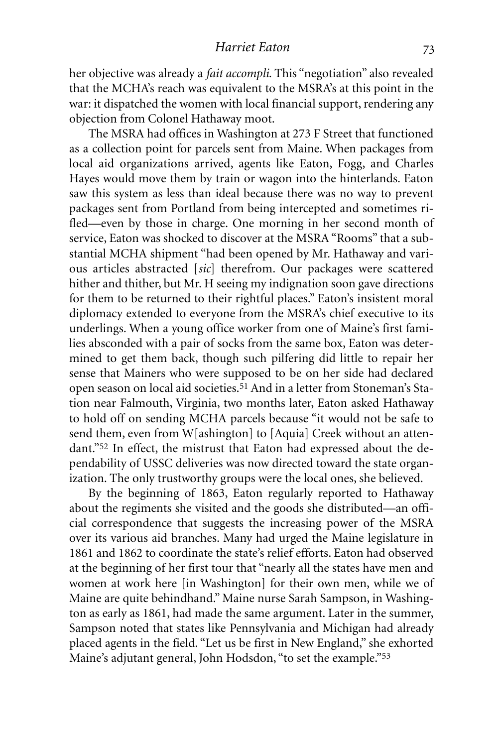her objective was already a *fait accompli.* This "negotiation" also revealed that the MCHA's reach was equivalent to the MSRA's at this point in the war: it dispatched the women with local financial support, rendering any objection from Colonel Hathaway moot.

The MSRA had offices in Washington at 273 F Street that functioned as a collection point for parcels sent from Maine. When packages from local aid organizations arrived, agents like Eaton, Fogg, and Charles Hayes would move them by train or wagon into the hinterlands. Eaton saw this system as less than ideal because there was no way to prevent packages sent from Portland from being intercepted and sometimes rifled—even by those in charge. One morning in her second month of service, Eaton was shocked to discover at the MSRA "Rooms" that a substantial MCHA shipment "had been opened by Mr. Hathaway and various articles abstracted [*sic*] therefrom. Our packages were scattered hither and thither, but Mr. H seeing my indignation soon gave directions for them to be returned to their rightful places." Eaton's insistent moral diplomacy extended to everyone from the MSRA's chief executive to its underlings. When a young office worker from one of Maine's first families absconded with a pair of socks from the same box, Eaton was determined to get them back, though such pilfering did little to repair her sense that Mainers who were supposed to be on her side had declared open season on local aid societies.[51] And in a letter from Stoneman's Station near Falmouth, Virginia, two months later, Eaton asked Hathaway to hold off on sending MCHA parcels because "it would not be safe to send them, even from W[ashington] to [Aquia] Creek without an attendant."[52] In effect, the mistrust that Eaton had expressed about the dependability of USSC deliveries was now directed toward the state organization. The only trustworthy groups were the local ones, she believed.

By the beginning of 1863, Eaton regularly reported to Hathaway about the regiments she visited and the goods she distributed—an official correspondence that suggests the increasing power of the MSRA over its various aid branches. Many had urged the Maine legislature in 1861 and 1862 to coordinate the state's relief efforts. Eaton had observed at the beginning of her first tour that "nearly all the states have men and women at work here [in Washington] for their own men, while we of Maine are quite behindhand." Maine nurse Sarah Sampson, in Washington as early as 1861, had made the same argument. Later in the summer, Sampson noted that states like Pennsylvania and Michigan had already placed agents in the field. "Let us be first in New England," she exhorted Maine's adjutant general, John Hodsdon, "to set the example."[53]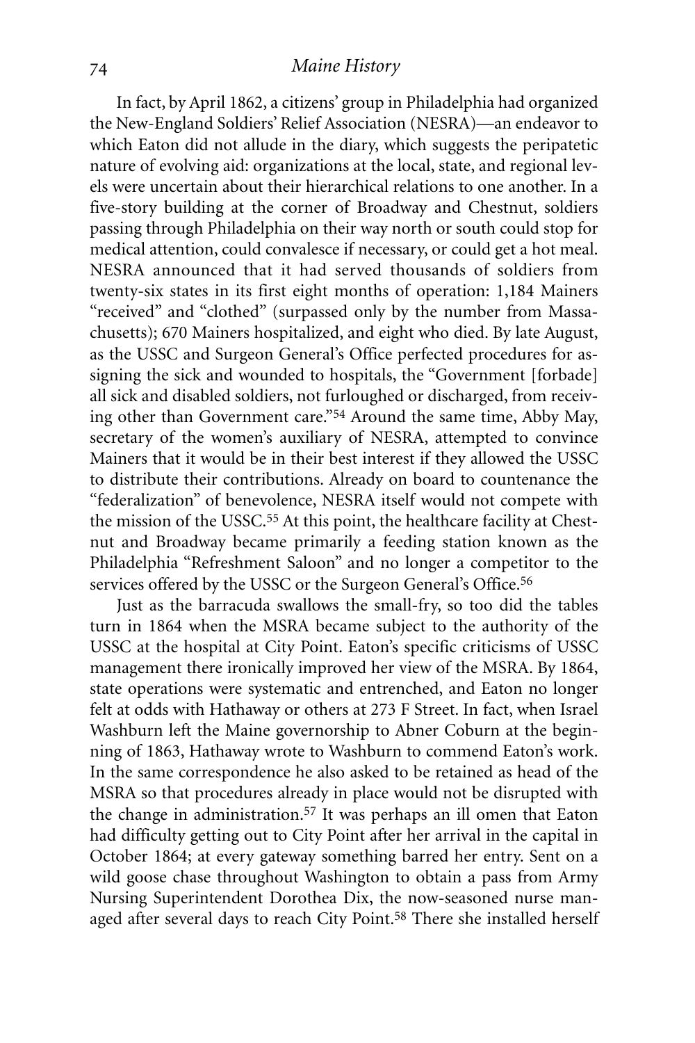In fact, by April 1862, a citizens' group in Philadelphia had organized the New-England Soldiers' Relief Association (NESRA)—an endeavor to which Eaton did not allude in the diary, which suggests the peripatetic nature of evolving aid: organizations at the local, state, and regional levels were uncertain about their hierarchical relations to one another. In a five-story building at the corner of Broadway and Chestnut, soldiers passing through Philadelphia on their way north or south could stop for medical attention, could convalesce if necessary, or could get a hot meal. NESRA announced that it had served thousands of soldiers from twenty-six states in its first eight months of operation: 1,184 Mainers "received" and "clothed" (surpassed only by the number from Massachusetts); 670 Mainers hospitalized, and eight who died. By late August, as the USSC and Surgeon General's Office perfected procedures for assigning the sick and wounded to hospitals, the "Government [forbade] all sick and disabled soldiers, not furloughed or discharged, from receiving other than Government care."[54] Around the same time, Abby May, secretary of the women's auxiliary of NESRA, attempted to convince Mainers that it would be in their best interest if they allowed the USSC to distribute their contributions. Already on board to countenance the "federalization" of benevolence, NESRA itself would not compete with the mission of the USSC.[55] At this point, the healthcare facility at Chestnut and Broadway became primarily a feeding station known as the Philadelphia "Refreshment Saloon" and no longer a competitor to the services offered by the USSC or the Surgeon General's Office.[56]

Just as the barracuda swallows the small-fry, so too did the tables turn in 1864 when the MSRA became subject to the authority of the USSC at the hospital at City Point. Eaton's specific criticisms of USSC management there ironically improved her view of the MSRA. By 1864, state operations were systematic and entrenched, and Eaton no longer felt at odds with Hathaway or others at 273 F Street. In fact, when Israel Washburn left the Maine governorship to Abner Coburn at the beginning of 1863, Hathaway wrote to Washburn to commend Eaton's work. In the same correspondence he also asked to be retained as head of the MSRA so that procedures already in place would not be disrupted with the change in administration.[57] It was perhaps an ill omen that Eaton had difficulty getting out to City Point after her arrival in the capital in October 1864; at every gateway something barred her entry. Sent on a wild goose chase throughout Washington to obtain a pass from Army Nursing Superintendent Dorothea Dix, the now-seasoned nurse managed after several days to reach City Point.[58] There she installed herself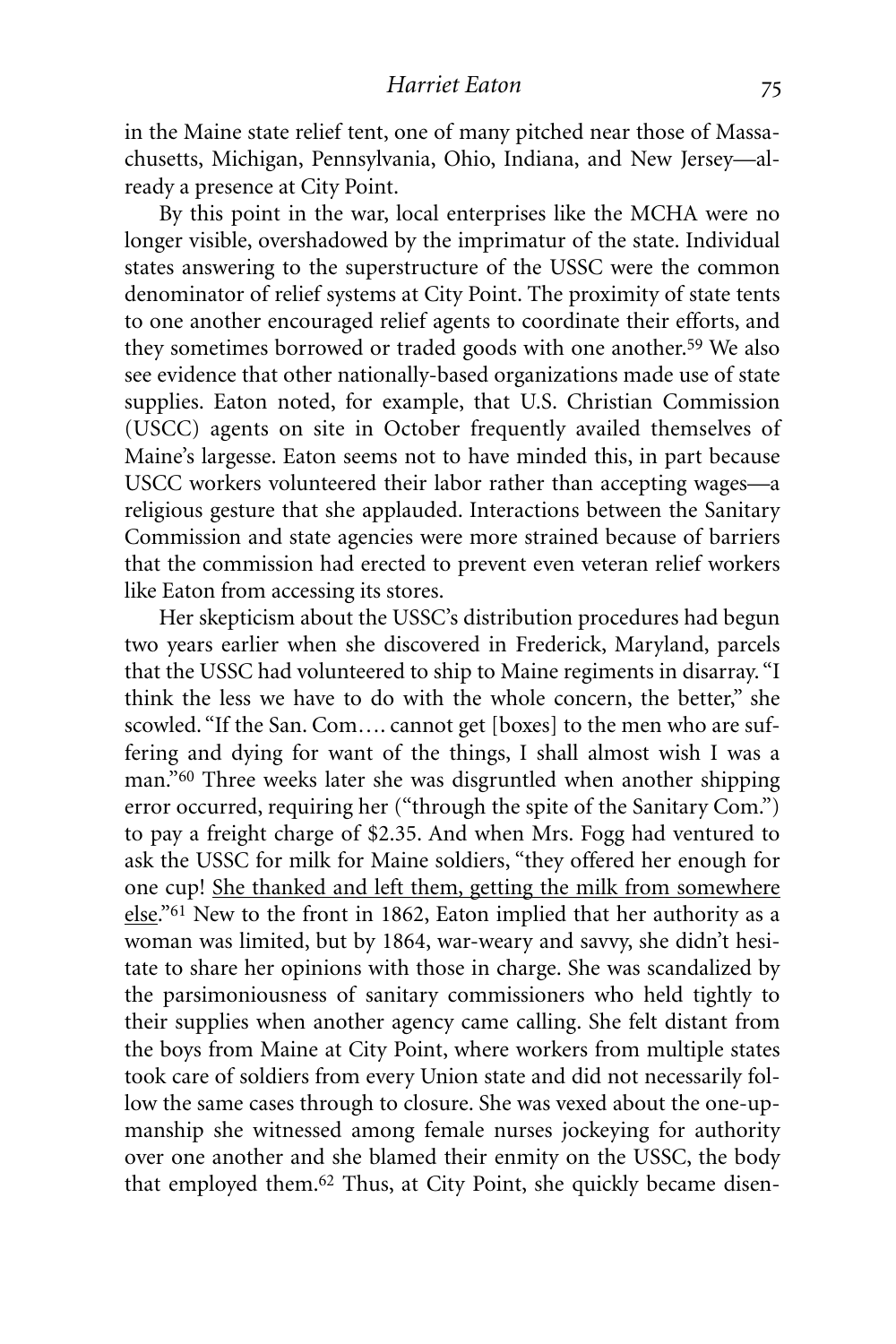in the Maine state relief tent, one of many pitched near those of Massachusetts, Michigan, Pennsylvania, Ohio, Indiana, and New Jersey—already a presence at City Point.

By this point in the war, local enterprises like the MCHA were no longer visible, overshadowed by the imprimatur of the state. Individual states answering to the superstructure of the USSC were the common denominator of relief systems at City Point. The proximity of state tents to one another encouraged relief agents to coordinate their efforts, and they sometimes borrowed or traded goods with one another.[59] We also see evidence that other nationally-based organizations made use of state supplies. Eaton noted, for example, that U.S. Christian Commission (USCC) agents on site in October frequently availed themselves of Maine's largesse. Eaton seems not to have minded this, in part because USCC workers volunteered their labor rather than accepting wages—a religious gesture that she applauded. Interactions between the Sanitary Commission and state agencies were more strained because of barriers that the commission had erected to prevent even veteran relief workers like Eaton from accessing its stores.

Her skepticism about the USSC's distribution procedures had begun two years earlier when she discovered in Frederick, Maryland, parcels that the USSC had volunteered to ship to Maine regiments in disarray. "I think the less we have to do with the whole concern, the better," she scowled. "If the San. Com…. cannot get [boxes] to the men who are suffering and dying for want of the things, I shall almost wish I was a man."[60] Three weeks later she was disgruntled when another shipping error occurred, requiring her ("through the spite of the Sanitary Com.") to pay a freight charge of $2.35. And when Mrs. Fogg had ventured to ask the USSC for milk for Maine soldiers, "they offered her enough for one cup! <u>She thanked and left them, getting the milk from somewhere else</u>."[61] New to the front in 1862, Eaton implied that her authority as a woman was limited, but by 1864, war-weary and savvy, she didn't hesitate to share her opinions with those in charge. She was scandalized by the parsimoniousness of sanitary commissioners who held tightly to their supplies when another agency came calling. She felt distant from the boys from Maine at City Point, where workers from multiple states took care of soldiers from every Union state and did not necessarily follow the same cases through to closure. She was vexed about the one-upmanship she witnessed among female nurses jockeying for authority over one another and she blamed their enmity on the USSC, the body that employed them.[62] Thus, at City Point, she quickly became disen-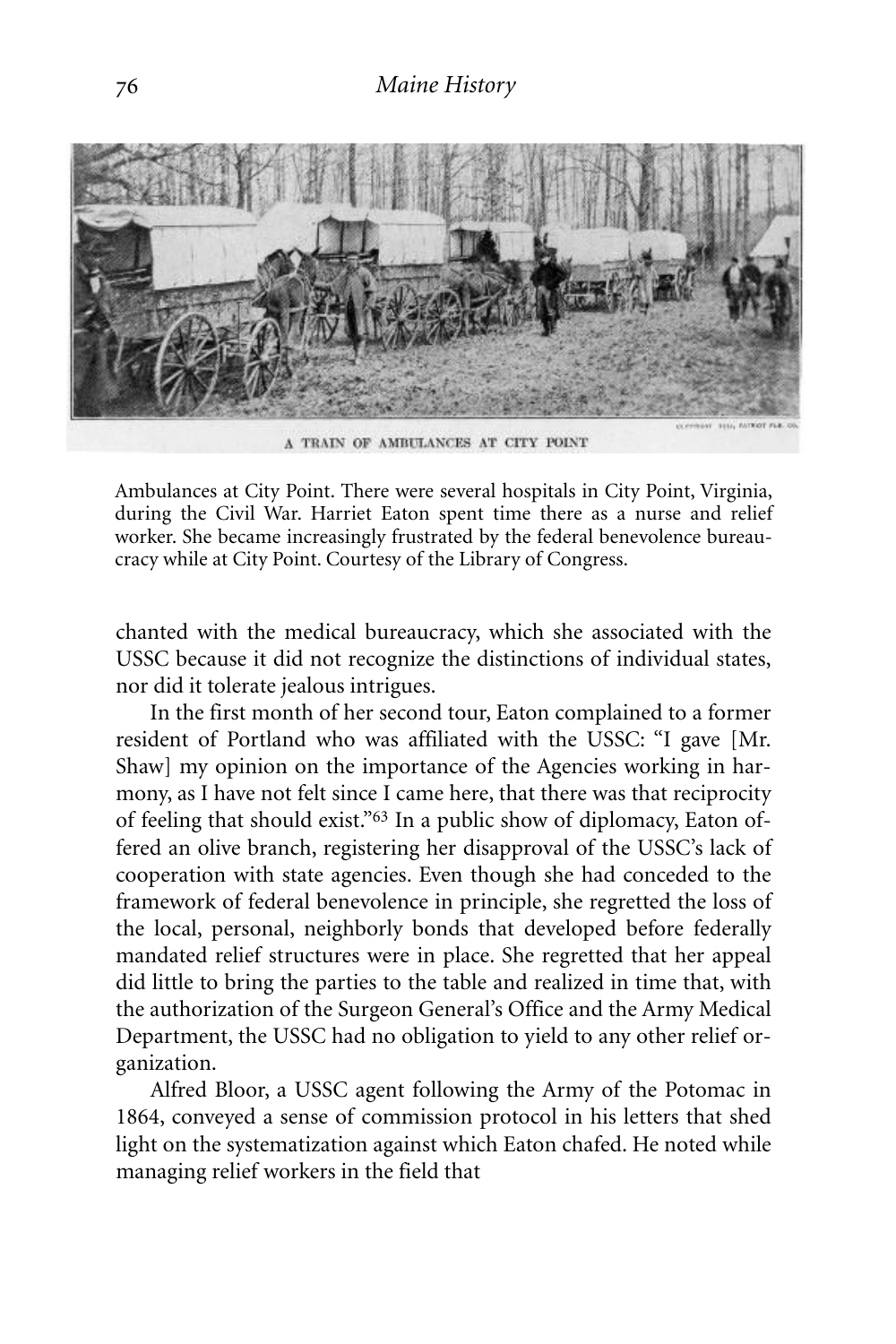A TRAIN OF AMBULANCES AT CITY POINT

Ambulances at City Point. There were several hospitals in City Point, Virginia, during the Civil War. Harriet Eaton spent time there as a nurse and relief worker. She became increasingly frustrated by the federal benevolence bureaucracy while at City Point. Courtesy of the Library of Congress.

chanted with the medical bureaucracy, which she associated with the USSC because it did not recognize the distinctions of individual states, nor did it tolerate jealous intrigues.

In the first month of her second tour, Eaton complained to a former resident of Portland who was affiliated with the USSC: "I gave [Mr. Shaw] my opinion on the importance of the Agencies working in harmony, as I have not felt since I came here, that there was that reciprocity of feeling that should exist."[63] In a public show of diplomacy, Eaton offered an olive branch, registering her disapproval of the USSC's lack of cooperation with state agencies. Even though she had conceded to the framework of federal benevolence in principle, she regretted the loss of the local, personal, neighborly bonds that developed before federally mandated relief structures were in place. She regretted that her appeal did little to bring the parties to the table and realized in time that, with the authorization of the Surgeon General's Office and the Army Medical Department, the USSC had no obligation to yield to any other relief organization.

Alfred Bloor, a USSC agent following the Army of the Potomac in 1864, conveyed a sense of commission protocol in his letters that shed light on the systematization against which Eaton chafed. He noted while managing relief workers in the field that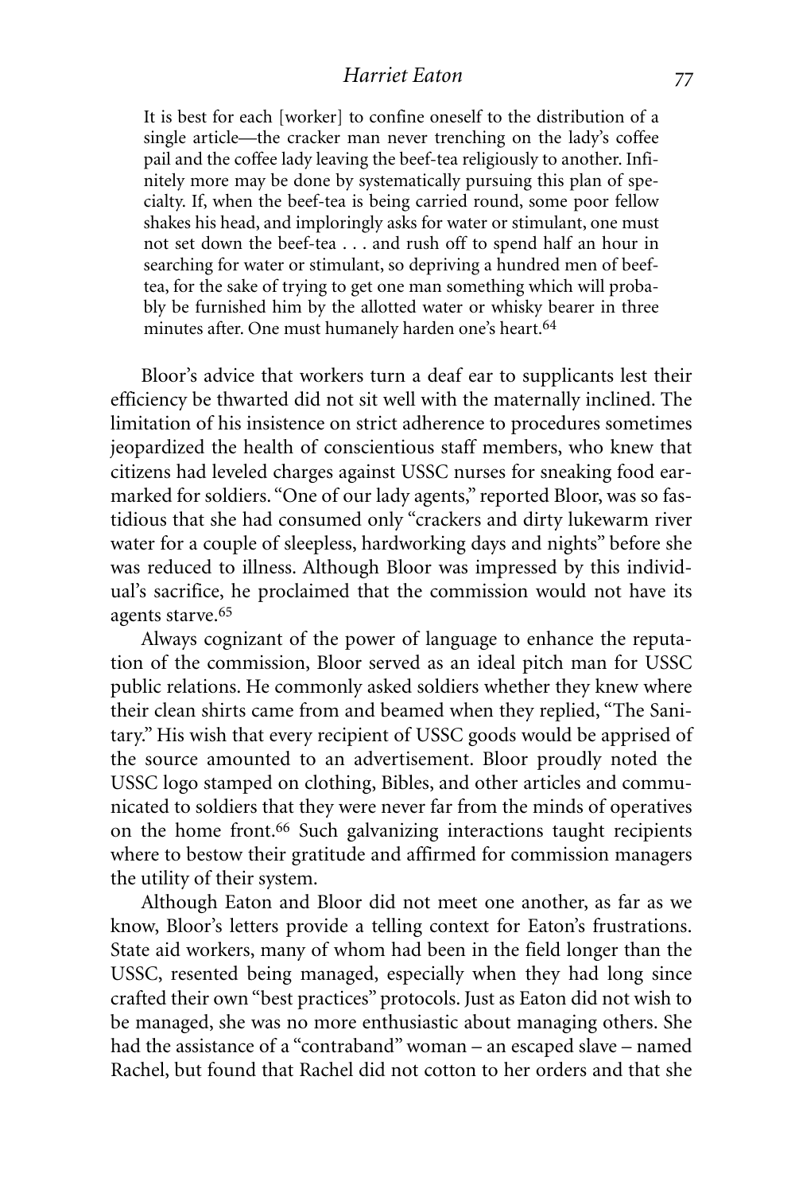> It is best for each [worker] to confine oneself to the distribution of a single article—the cracker man never trenching on the lady's coffee pail and the coffee lady leaving the beef-tea religiously to another. Infinitely more may be done by systematically pursuing this plan of specialty. If, when the beef-tea is being carried round, some poor fellow shakes his head, and imploringly asks for water or stimulant, one must not set down the beef-tea . . . and rush off to spend half an hour in searching for water or stimulant, so depriving a hundred men of beef-tea, for the sake of trying to get one man something which will probably be furnished him by the allotted water or whisky bearer in three minutes after. One must humanely harden one's heart.[64]

Bloor's advice that workers turn a deaf ear to supplicants lest their efficiency be thwarted did not sit well with the maternally inclined. The limitation of his insistence on strict adherence to procedures sometimes jeopardized the health of conscientious staff members, who knew that citizens had leveled charges against USSC nurses for sneaking food earmarked for soldiers. "One of our lady agents," reported Bloor, was so fastidious that she had consumed only "crackers and dirty lukewarm river water for a couple of sleepless, hardworking days and nights" before she was reduced to illness. Although Bloor was impressed by this individual's sacrifice, he proclaimed that the commission would not have its agents starve.[65]

Always cognizant of the power of language to enhance the reputation of the commission, Bloor served as an ideal pitch man for USSC public relations. He commonly asked soldiers whether they knew where their clean shirts came from and beamed when they replied, "The Sanitary." His wish that every recipient of USSC goods would be apprised of the source amounted to an advertisement. Bloor proudly noted the USSC logo stamped on clothing, Bibles, and other articles and communicated to soldiers that they were never far from the minds of operatives on the home front.[66] Such galvanizing interactions taught recipients where to bestow their gratitude and affirmed for commission managers the utility of their system.

Although Eaton and Bloor did not meet one another, as far as we know, Bloor's letters provide a telling context for Eaton's frustrations. State aid workers, many of whom had been in the field longer than the USSC, resented being managed, especially when they had long since crafted their own "best practices" protocols. Just as Eaton did not wish to be managed, she was no more enthusiastic about managing others. She had the assistance of a "contraband" woman – an escaped slave – named Rachel, but found that Rachel did not cotton to her orders and that she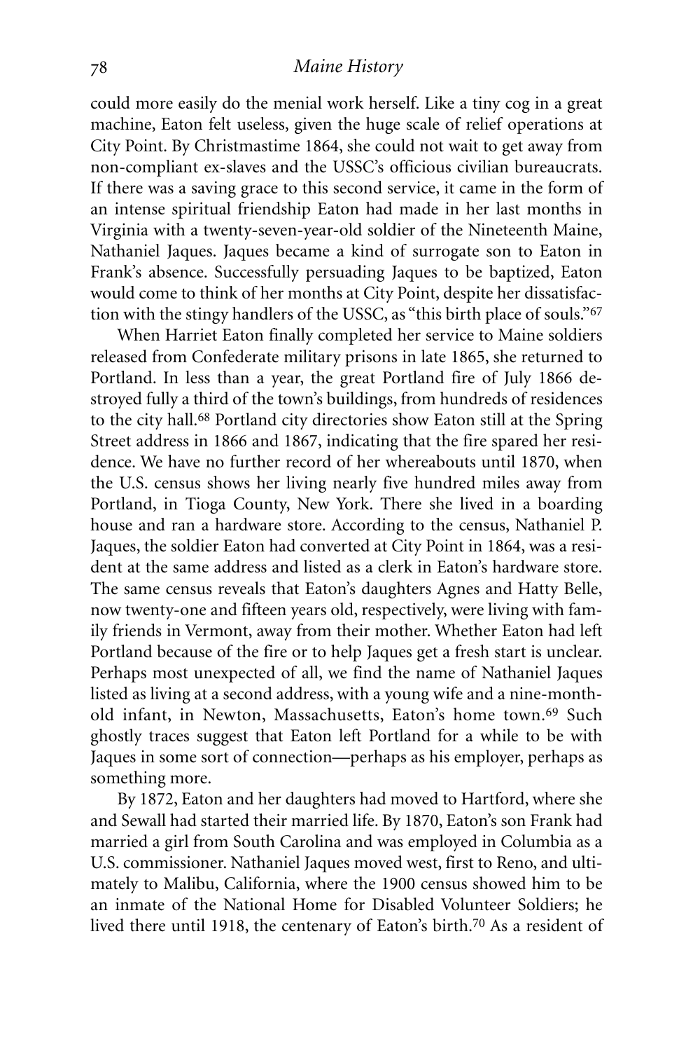could more easily do the menial work herself. Like a tiny cog in a great machine, Eaton felt useless, given the huge scale of relief operations at City Point. By Christmastime 1864, she could not wait to get away from non-compliant ex-slaves and the USSC's officious civilian bureaucrats. If there was a saving grace to this second service, it came in the form of an intense spiritual friendship Eaton had made in her last months in Virginia with a twenty-seven-year-old soldier of the Nineteenth Maine, Nathaniel Jaques. Jaques became a kind of surrogate son to Eaton in Frank's absence. Successfully persuading Jaques to be baptized, Eaton would come to think of her months at City Point, despite her dissatisfaction with the stingy handlers of the USSC, as "this birth place of souls."[67]

When Harriet Eaton finally completed her service to Maine soldiers released from Confederate military prisons in late 1865, she returned to Portland. In less than a year, the great Portland fire of July 1866 destroyed fully a third of the town's buildings, from hundreds of residences to the city hall.[68] Portland city directories show Eaton still at the Spring Street address in 1866 and 1867, indicating that the fire spared her residence. We have no further record of her whereabouts until 1870, when the U.S. census shows her living nearly five hundred miles away from Portland, in Tioga County, New York. There she lived in a boarding house and ran a hardware store. According to the census, Nathaniel P. Jaques, the soldier Eaton had converted at City Point in 1864, was a resident at the same address and listed as a clerk in Eaton's hardware store. The same census reveals that Eaton's daughters Agnes and Hatty Belle, now twenty-one and fifteen years old, respectively, were living with family friends in Vermont, away from their mother. Whether Eaton had left Portland because of the fire or to help Jaques get a fresh start is unclear. Perhaps most unexpected of all, we find the name of Nathaniel Jaques listed as living at a second address, with a young wife and a nine-month-old infant, in Newton, Massachusetts, Eaton's home town.[69] Such ghostly traces suggest that Eaton left Portland for a while to be with Jaques in some sort of connection—perhaps as his employer, perhaps as something more.

By 1872, Eaton and her daughters had moved to Hartford, where she and Sewall had started their married life. By 1870, Eaton's son Frank had married a girl from South Carolina and was employed in Columbia as a U.S. commissioner. Nathaniel Jaques moved west, first to Reno, and ultimately to Malibu, California, where the 1900 census showed him to be an inmate of the National Home for Disabled Volunteer Soldiers; he lived there until 1918, the centenary of Eaton's birth.[70] As a resident of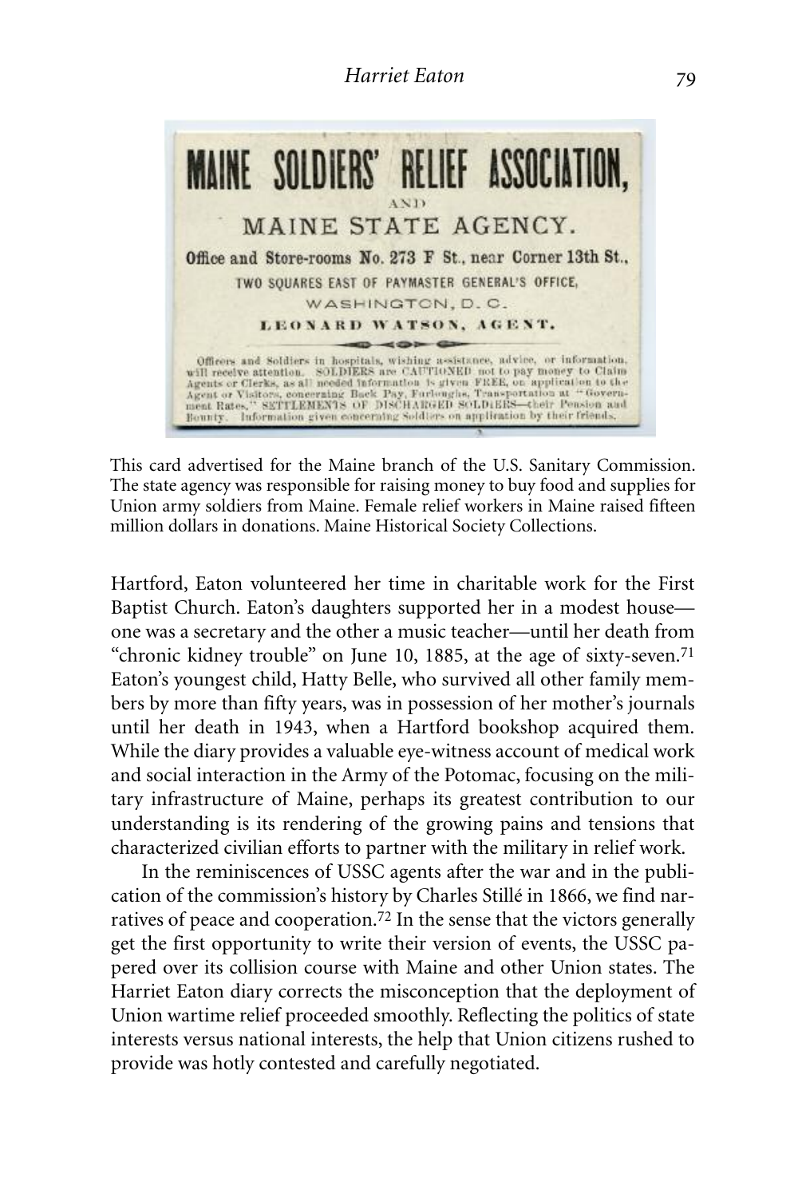This card advertised for the Maine branch of the U.S. Sanitary Commission. The state agency was responsible for raising money to buy food and supplies for Union army soldiers from Maine. Female relief workers in Maine raised fifteen million dollars in donations. Maine Historical Society Collections.

Hartford, Eaton volunteered her time in charitable work for the First Baptist Church. Eaton's daughters supported her in a modest house—one was a secretary and the other a music teacher—until her death from "chronic kidney trouble" on June 10, 1885, at the age of sixty-seven.[71] Eaton's youngest child, Hatty Belle, who survived all other family members by more than fifty years, was in possession of her mother's journals until her death in 1943, when a Hartford bookshop acquired them. While the diary provides a valuable eye-witness account of medical work and social interaction in the Army of the Potomac, focusing on the military infrastructure of Maine, perhaps its greatest contribution to our understanding is its rendering of the growing pains and tensions that characterized civilian efforts to partner with the military in relief work.

In the reminiscences of USSC agents after the war and in the publication of the commission's history by Charles Stillé in 1866, we find narratives of peace and cooperation.[72] In the sense that the victors generally get the first opportunity to write their version of events, the USSC papered over its collision course with Maine and other Union states. The Harriet Eaton diary corrects the misconception that the deployment of Union wartime relief proceeded smoothly. Reflecting the politics of state interests versus national interests, the help that Union citizens rushed to provide was hotly contested and carefully negotiated.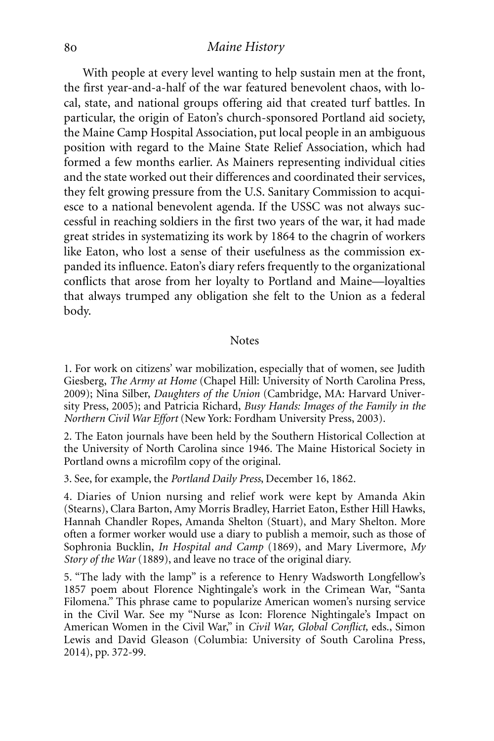With people at every level wanting to help sustain men at the front, the first year-and-a-half of the war featured benevolent chaos, with local, state, and national groups offering aid that created turf battles. In particular, the origin of Eaton's church-sponsored Portland aid society, the Maine Camp Hospital Association, put local people in an ambiguous position with regard to the Maine State Relief Association, which had formed a few months earlier. As Mainers representing individual cities and the state worked out their differences and coordinated their services, they felt growing pressure from the U.S. Sanitary Commission to acquiesce to a national benevolent agenda. If the USSC was not always successful in reaching soldiers in the first two years of the war, it had made great strides in systematizing its work by 1864 to the chagrin of workers like Eaton, who lost a sense of their usefulness as the commission expanded its influence. Eaton's diary refers frequently to the organizational conflicts that arose from her loyalty to Portland and Maine—loyalties that always trumped any obligation she felt to the Union as a federal body.

## Notes

1. For work on citizens' war mobilization, especially that of women, see Judith Giesberg, *The Army at Home* (Chapel Hill: University of North Carolina Press, 2009); Nina Silber, *Daughters of the Union* (Cambridge, MA: Harvard University Press, 2005); and Patricia Richard, *Busy Hands: Images of the Family in the Northern Civil War Effort* (New York: Fordham University Press, 2003).

2. The Eaton journals have been held by the Southern Historical Collection at the University of North Carolina since 1946. The Maine Historical Society in Portland owns a microfilm copy of the original.

3. See, for example, the *Portland Daily Press*, December 16, 1862.

4. Diaries of Union nursing and relief work were kept by Amanda Akin (Stearns), Clara Barton, Amy Morris Bradley, Harriet Eaton, Esther Hill Hawks, Hannah Chandler Ropes, Amanda Shelton (Stuart), and Mary Shelton. More often a former worker would use a diary to publish a memoir, such as those of Sophronia Bucklin, *In Hospital and Camp* (1869), and Mary Livermore, *My Story of the War* (1889), and leave no trace of the original diary.

5. "The lady with the lamp" is a reference to Henry Wadsworth Longfellow's 1857 poem about Florence Nightingale's work in the Crimean War, "Santa Filomena." This phrase came to popularize American women's nursing service in the Civil War. See my "Nurse as Icon: Florence Nightingale's Impact on American Women in the Civil War," in *Civil War, Global Conflict,* eds., Simon Lewis and David Gleason (Columbia: University of South Carolina Press, 2014), pp. 372-99.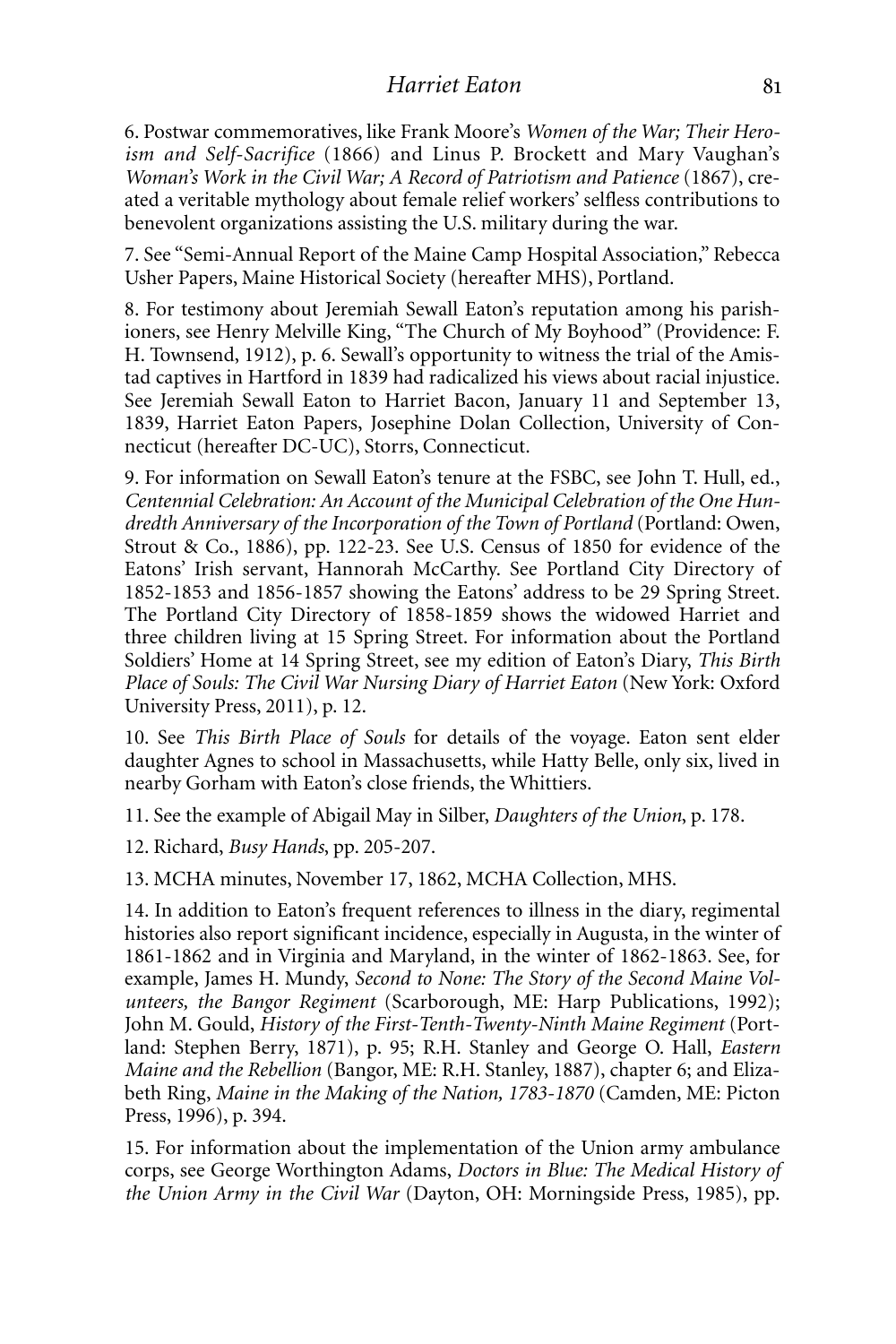6. Postwar commemoratives, like Frank Moore's *Women of the War; Their Heroism and Self-Sacrifice* (1866) and Linus P. Brockett and Mary Vaughan's *Woman's Work in the Civil War; A Record of Patriotism and Patience* (1867), created a veritable mythology about female relief workers' selfless contributions to benevolent organizations assisting the U.S. military during the war.

7. See "Semi-Annual Report of the Maine Camp Hospital Association," Rebecca Usher Papers, Maine Historical Society (hereafter MHS), Portland.

8. For testimony about Jeremiah Sewall Eaton's reputation among his parishioners, see Henry Melville King, "The Church of My Boyhood" (Providence: F. H. Townsend, 1912), p. 6. Sewall's opportunity to witness the trial of the Amistad captives in Hartford in 1839 had radicalized his views about racial injustice. See Jeremiah Sewall Eaton to Harriet Bacon, January 11 and September 13, 1839, Harriet Eaton Papers, Josephine Dolan Collection, University of Connecticut (hereafter DC-UC), Storrs, Connecticut.

9. For information on Sewall Eaton's tenure at the FSBC, see John T. Hull, ed., *Centennial Celebration: An Account of the Municipal Celebration of the One Hundredth Anniversary of the Incorporation of the Town of Portland* (Portland: Owen, Strout & Co., 1886), pp. 122-23. See U.S. Census of 1850 for evidence of the Eatons' Irish servant, Hannorah McCarthy. See Portland City Directory of 1852-1853 and 1856-1857 showing the Eatons' address to be 29 Spring Street. The Portland City Directory of 1858-1859 shows the widowed Harriet and three children living at 15 Spring Street. For information about the Portland Soldiers' Home at 14 Spring Street, see my edition of Eaton's Diary, *This Birth Place of Souls: The Civil War Nursing Diary of Harriet Eaton* (New York: Oxford University Press, 2011), p. 12.

10. See *This Birth Place of Souls* for details of the voyage. Eaton sent elder daughter Agnes to school in Massachusetts, while Hatty Belle, only six, lived in nearby Gorham with Eaton's close friends, the Whittiers.

11. See the example of Abigail May in Silber, *Daughters of the Union*, p. 178.

12. Richard, *Busy Hands*, pp. 205-207.

13. MCHA minutes, November 17, 1862, MCHA Collection, MHS.

14. In addition to Eaton's frequent references to illness in the diary, regimental histories also report significant incidence, especially in Augusta, in the winter of 1861-1862 and in Virginia and Maryland, in the winter of 1862-1863. See, for example, James H. Mundy, *Second to None: The Story of the Second Maine Volunteers, the Bangor Regiment* (Scarborough, ME: Harp Publications, 1992); John M. Gould, *History of the First-Tenth-Twenty-Ninth Maine Regiment* (Portland: Stephen Berry, 1871), p. 95; R.H. Stanley and George O. Hall, *Eastern Maine and the Rebellion* (Bangor, ME: R.H. Stanley, 1887), chapter 6; and Elizabeth Ring, *Maine in the Making of the Nation, 1783-1870* (Camden, ME: Picton Press, 1996), p. 394.

15. For information about the implementation of the Union army ambulance corps, see George Worthington Adams, *Doctors in Blue: The Medical History of the Union Army in the Civil War* (Dayton, OH: Morningside Press, 1985), pp.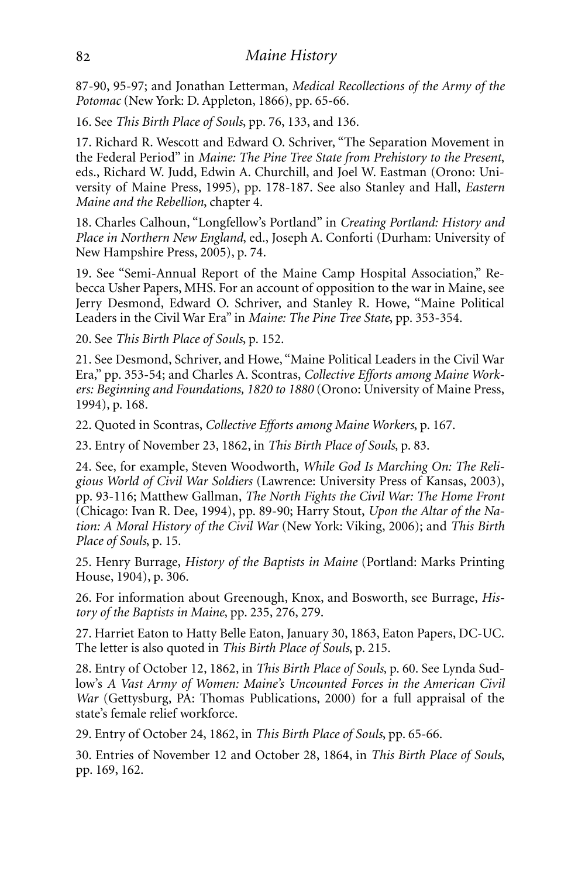87-90, 95-97; and Jonathan Letterman, *Medical Recollections of the Army of the Potomac* (New York: D. Appleton, 1866), pp. 65-66.

16. See *This Birth Place of Souls*, pp. 76, 133, and 136.

17. Richard R. Wescott and Edward O. Schriver, "The Separation Movement in the Federal Period" in *Maine: The Pine Tree State from Prehistory to the Present*, eds., Richard W. Judd, Edwin A. Churchill, and Joel W. Eastman (Orono: University of Maine Press, 1995), pp. 178-187. See also Stanley and Hall, *Eastern Maine and the Rebellion*, chapter 4.

18. Charles Calhoun, "Longfellow's Portland" in *Creating Portland: History and Place in Northern New England*, ed., Joseph A. Conforti (Durham: University of New Hampshire Press, 2005), p. 74.

19. See "Semi-Annual Report of the Maine Camp Hospital Association," Rebecca Usher Papers, MHS. For an account of opposition to the war in Maine, see Jerry Desmond, Edward O. Schriver, and Stanley R. Howe, "Maine Political Leaders in the Civil War Era" in *Maine: The Pine Tree State*, pp. 353-354.

20. See *This Birth Place of Souls*, p. 152.

21. See Desmond, Schriver, and Howe, "Maine Political Leaders in the Civil War Era," pp. 353-54; and Charles A. Scontras, *Collective Efforts among Maine Workers: Beginning and Foundations, 1820 to 1880* (Orono: University of Maine Press, 1994), p. 168.

22. Quoted in Scontras, *Collective Efforts among Maine Workers*, p. 167.

23. Entry of November 23, 1862, in *This Birth Place of Souls*, p. 83.

24. See, for example, Steven Woodworth, *While God Is Marching On: The Religious World of Civil War Soldiers* (Lawrence: University Press of Kansas, 2003), pp. 93-116; Matthew Gallman, *The North Fights the Civil War: The Home Front* (Chicago: Ivan R. Dee, 1994), pp. 89-90; Harry Stout, *Upon the Altar of the Nation: A Moral History of the Civil War* (New York: Viking, 2006); and *This Birth Place of Souls*, p. 15.

25. Henry Burrage, *History of the Baptists in Maine* (Portland: Marks Printing House, 1904), p. 306.

26. For information about Greenough, Knox, and Bosworth, see Burrage, *History of the Baptists in Maine*, pp. 235, 276, 279.

27. Harriet Eaton to Hatty Belle Eaton, January 30, 1863, Eaton Papers, DC-UC. The letter is also quoted in *This Birth Place of Souls*, p. 215.

28. Entry of October 12, 1862, in *This Birth Place of Souls*, p. 60. See Lynda Sudlow's *A Vast Army of Women: Maine's Uncounted Forces in the American Civil War* (Gettysburg, PA: Thomas Publications, 2000) for a full appraisal of the state's female relief workforce.

29. Entry of October 24, 1862, in *This Birth Place of Souls*, pp. 65-66.

30. Entries of November 12 and October 28, 1864, in *This Birth Place of Souls*, pp. 169, 162.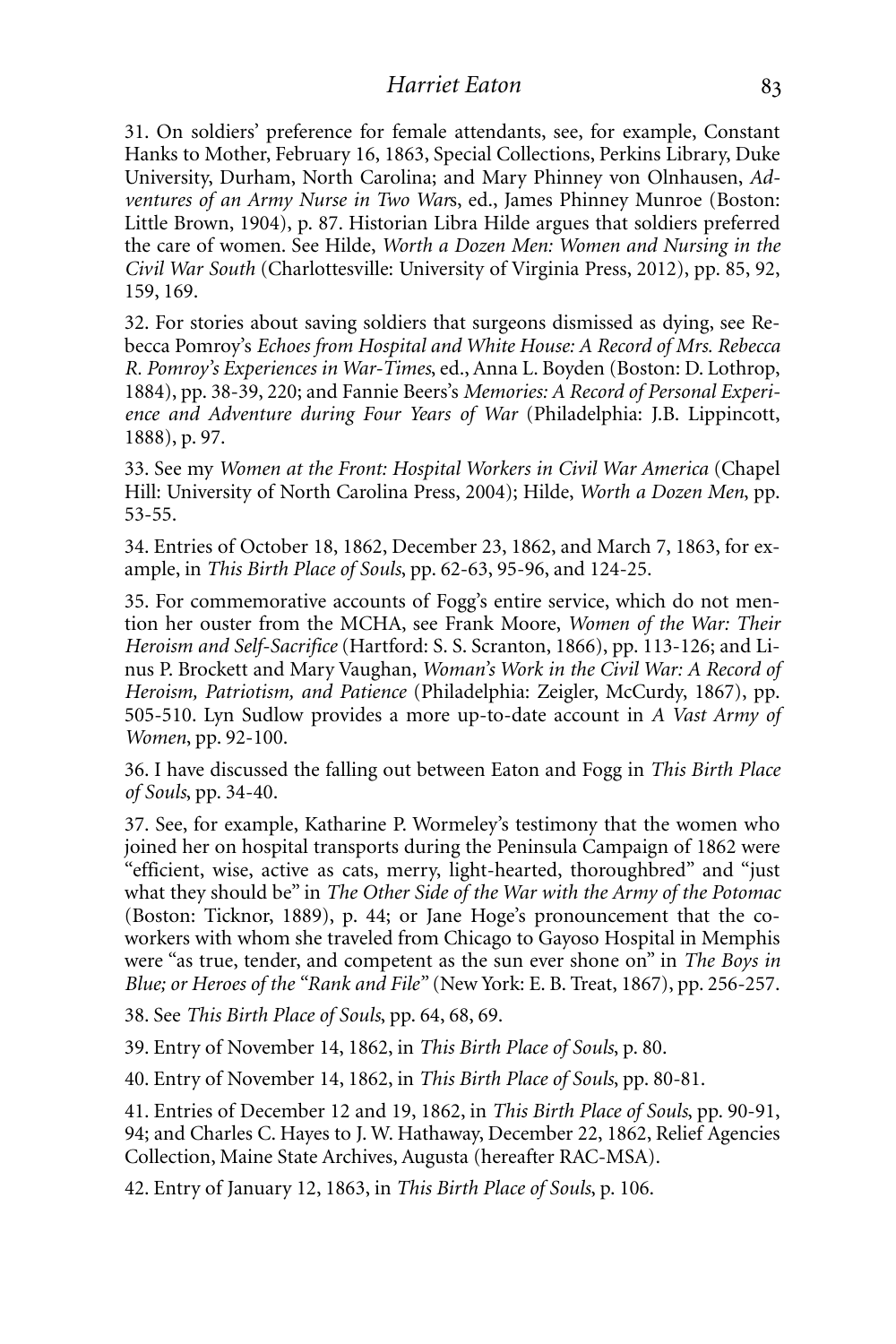31. On soldiers' preference for female attendants, see, for example, Constant Hanks to Mother, February 16, 1863, Special Collections, Perkins Library, Duke University, Durham, North Carolina; and Mary Phinney von Olnhausen, *Adventures of an Army Nurse in Two Wars*, ed., James Phinney Munroe (Boston: Little Brown, 1904), p. 87. Historian Libra Hilde argues that soldiers preferred the care of women. See Hilde, *Worth a Dozen Men: Women and Nursing in the Civil War South* (Charlottesville: University of Virginia Press, 2012), pp. 85, 92, 159, 169.

32. For stories about saving soldiers that surgeons dismissed as dying, see Rebecca Pomroy's *Echoes from Hospital and White House: A Record of Mrs. Rebecca R. Pomroy's Experiences in War-Times*, ed., Anna L. Boyden (Boston: D. Lothrop, 1884), pp. 38-39, 220; and Fannie Beers's *Memories: A Record of Personal Experience and Adventure during Four Years of War* (Philadelphia: J.B. Lippincott, 1888), p. 97.

33. See my *Women at the Front: Hospital Workers in Civil War America* (Chapel Hill: University of North Carolina Press, 2004); Hilde, *Worth a Dozen Men*, pp. 53-55.

34. Entries of October 18, 1862, December 23, 1862, and March 7, 1863, for example, in *This Birth Place of Souls*, pp. 62-63, 95-96, and 124-25.

35. For commemorative accounts of Fogg's entire service, which do not mention her ouster from the MCHA, see Frank Moore, *Women of the War: Their Heroism and Self-Sacrifice* (Hartford: S. S. Scranton, 1866), pp. 113-126; and Linus P. Brockett and Mary Vaughan, *Woman's Work in the Civil War: A Record of Heroism, Patriotism, and Patience* (Philadelphia: Zeigler, McCurdy, 1867), pp. 505-510. Lyn Sudlow provides a more up-to-date account in *A Vast Army of Women*, pp. 92-100.

36. I have discussed the falling out between Eaton and Fogg in *This Birth Place of Souls*, pp. 34-40.

37. See, for example, Katharine P. Wormeley's testimony that the women who joined her on hospital transports during the Peninsula Campaign of 1862 were "efficient, wise, active as cats, merry, light-hearted, thoroughbred" and "just what they should be" in *The Other Side of the War with the Army of the Potomac* (Boston: Ticknor, 1889), p. 44; or Jane Hoge's pronouncement that the co-workers with whom she traveled from Chicago to Gayoso Hospital in Memphis were "as true, tender, and competent as the sun ever shone on" in *The Boys in Blue; or Heroes of the "Rank and File"* (New York: E. B. Treat, 1867), pp. 256-257.

38. See *This Birth Place of Souls*, pp. 64, 68, 69.

39. Entry of November 14, 1862, in *This Birth Place of Souls*, p. 80.

40. Entry of November 14, 1862, in *This Birth Place of Souls*, pp. 80-81.

41. Entries of December 12 and 19, 1862, in *This Birth Place of Souls*, pp. 90-91, 94; and Charles C. Hayes to J. W. Hathaway, December 22, 1862, Relief Agencies Collection, Maine State Archives, Augusta (hereafter RAC-MSA).

42. Entry of January 12, 1863, in *This Birth Place of Souls*, p. 106.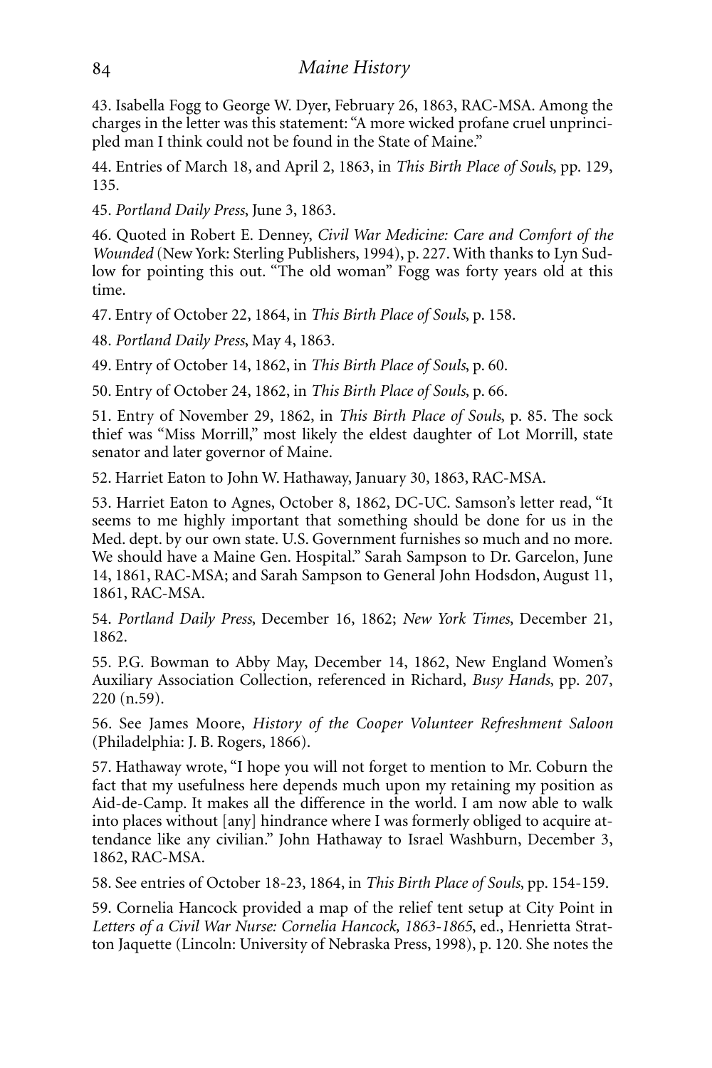43. Isabella Fogg to George W. Dyer, February 26, 1863, RAC-MSA. Among the charges in the letter was this statement: "A more wicked profane cruel unprincipled man I think could not be found in the State of Maine."

44. Entries of March 18, and April 2, 1863, in *This Birth Place of Souls*, pp. 129, 135.

45. *Portland Daily Press*, June 3, 1863.

46. Quoted in Robert E. Denney, *Civil War Medicine: Care and Comfort of the Wounded* (New York: Sterling Publishers, 1994), p. 227. With thanks to Lyn Sudlow for pointing this out. "The old woman" Fogg was forty years old at this time.

47. Entry of October 22, 1864, in *This Birth Place of Souls*, p. 158.

48. *Portland Daily Press*, May 4, 1863.

49. Entry of October 14, 1862, in *This Birth Place of Souls*, p. 60.

50. Entry of October 24, 1862, in *This Birth Place of Souls*, p. 66.

51. Entry of November 29, 1862, in *This Birth Place of Souls*, p. 85. The sock thief was "Miss Morrill," most likely the eldest daughter of Lot Morrill, state senator and later governor of Maine.

52. Harriet Eaton to John W. Hathaway, January 30, 1863, RAC-MSA.

53. Harriet Eaton to Agnes, October 8, 1862, DC-UC. Samson's letter read, "It seems to me highly important that something should be done for us in the Med. dept. by our own state. U.S. Government furnishes so much and no more. We should have a Maine Gen. Hospital." Sarah Sampson to Dr. Garcelon, June 14, 1861, RAC-MSA; and Sarah Sampson to General John Hodsdon, August 11, 1861, RAC-MSA.

54. *Portland Daily Press*, December 16, 1862; *New York Times*, December 21, 1862.

55. P.G. Bowman to Abby May, December 14, 1862, New England Women's Auxiliary Association Collection, referenced in Richard, *Busy Hands*, pp. 207, 220 (n.59).

56. See James Moore, *History of the Cooper Volunteer Refreshment Saloon* (Philadelphia: J. B. Rogers, 1866).

57. Hathaway wrote, "I hope you will not forget to mention to Mr. Coburn the fact that my usefulness here depends much upon my retaining my position as Aid-de-Camp. It makes all the difference in the world. I am now able to walk into places without [any] hindrance where I was formerly obliged to acquire attendance like any civilian." John Hathaway to Israel Washburn, December 3, 1862, RAC-MSA.

58. See entries of October 18-23, 1864, in *This Birth Place of Souls*, pp. 154-159.

59. Cornelia Hancock provided a map of the relief tent setup at City Point in *Letters of a Civil War Nurse: Cornelia Hancock, 1863-1865*, ed., Henrietta Stratton Jaquette (Lincoln: University of Nebraska Press, 1998), p. 120. She notes the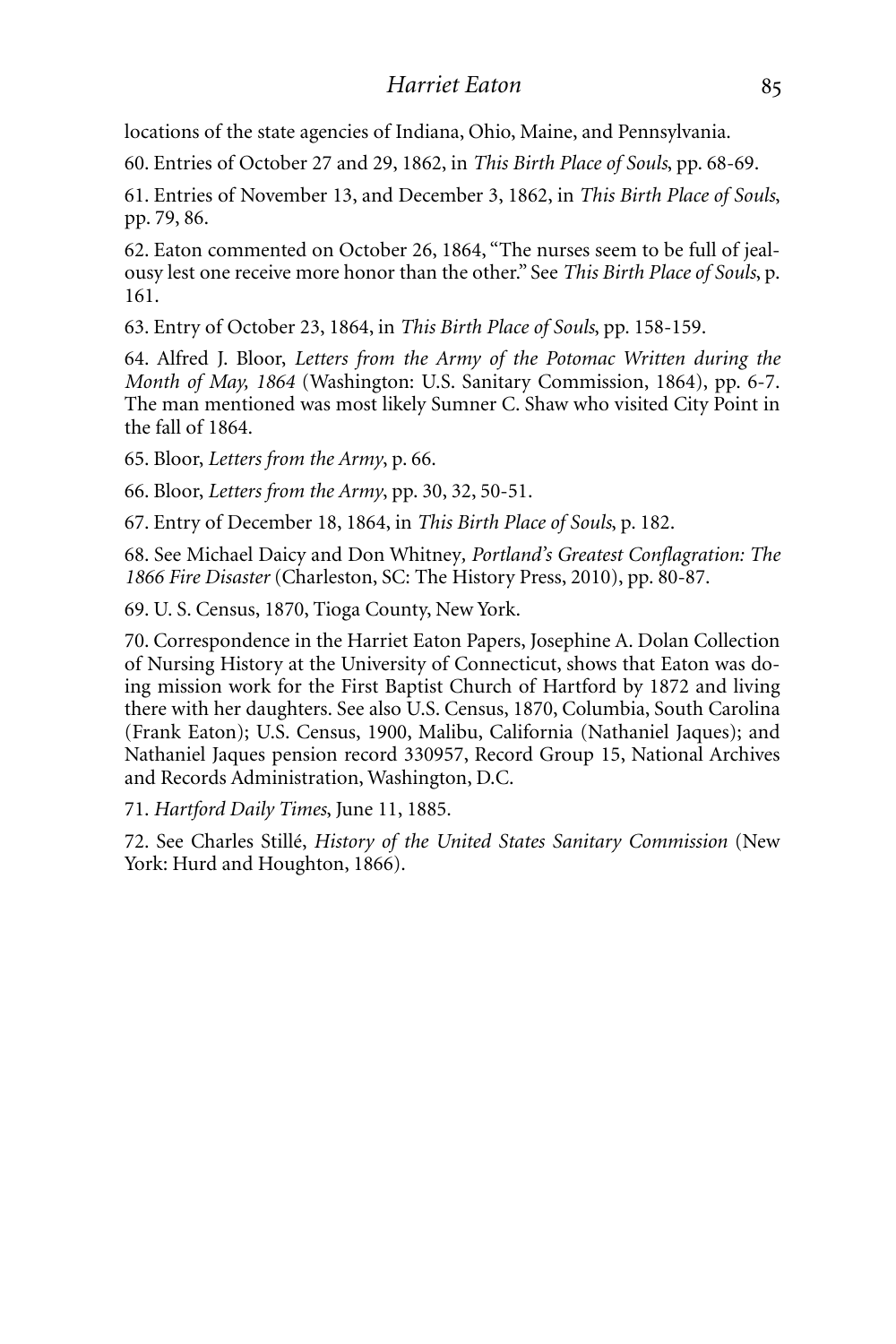locations of the state agencies of Indiana, Ohio, Maine, and Pennsylvania.

60. Entries of October 27 and 29, 1862, in *This Birth Place of Souls*, pp. 68-69.

61. Entries of November 13, and December 3, 1862, in *This Birth Place of Souls*, pp. 79, 86.

62. Eaton commented on October 26, 1864, "The nurses seem to be full of jealousy lest one receive more honor than the other." See *This Birth Place of Souls*, p. 161.

63. Entry of October 23, 1864, in *This Birth Place of Souls*, pp. 158-159.

64. Alfred J. Bloor, *Letters from the Army of the Potomac Written during the Month of May, 1864* (Washington: U.S. Sanitary Commission, 1864), pp. 6-7. The man mentioned was most likely Sumner C. Shaw who visited City Point in the fall of 1864.

65. Bloor, *Letters from the Army*, p. 66.

66. Bloor, *Letters from the Army*, pp. 30, 32, 50-51.

67. Entry of December 18, 1864, in *This Birth Place of Souls*, p. 182.

68. See Michael Daicy and Don Whitney, *Portland's Greatest Conflagration: The 1866 Fire Disaster* (Charleston, SC: The History Press, 2010), pp. 80-87.

69. U. S. Census, 1870, Tioga County, New York.

70. Correspondence in the Harriet Eaton Papers, Josephine A. Dolan Collection of Nursing History at the University of Connecticut, shows that Eaton was doing mission work for the First Baptist Church of Hartford by 1872 and living there with her daughters. See also U.S. Census, 1870, Columbia, South Carolina (Frank Eaton); U.S. Census, 1900, Malibu, California (Nathaniel Jaques); and Nathaniel Jaques pension record 330957, Record Group 15, National Archives and Records Administration, Washington, D.C.

71. *Hartford Daily Times*, June 11, 1885.

72. See Charles Stillé, *History of the United States Sanitary Commission* (New York: Hurd and Houghton, 1866).